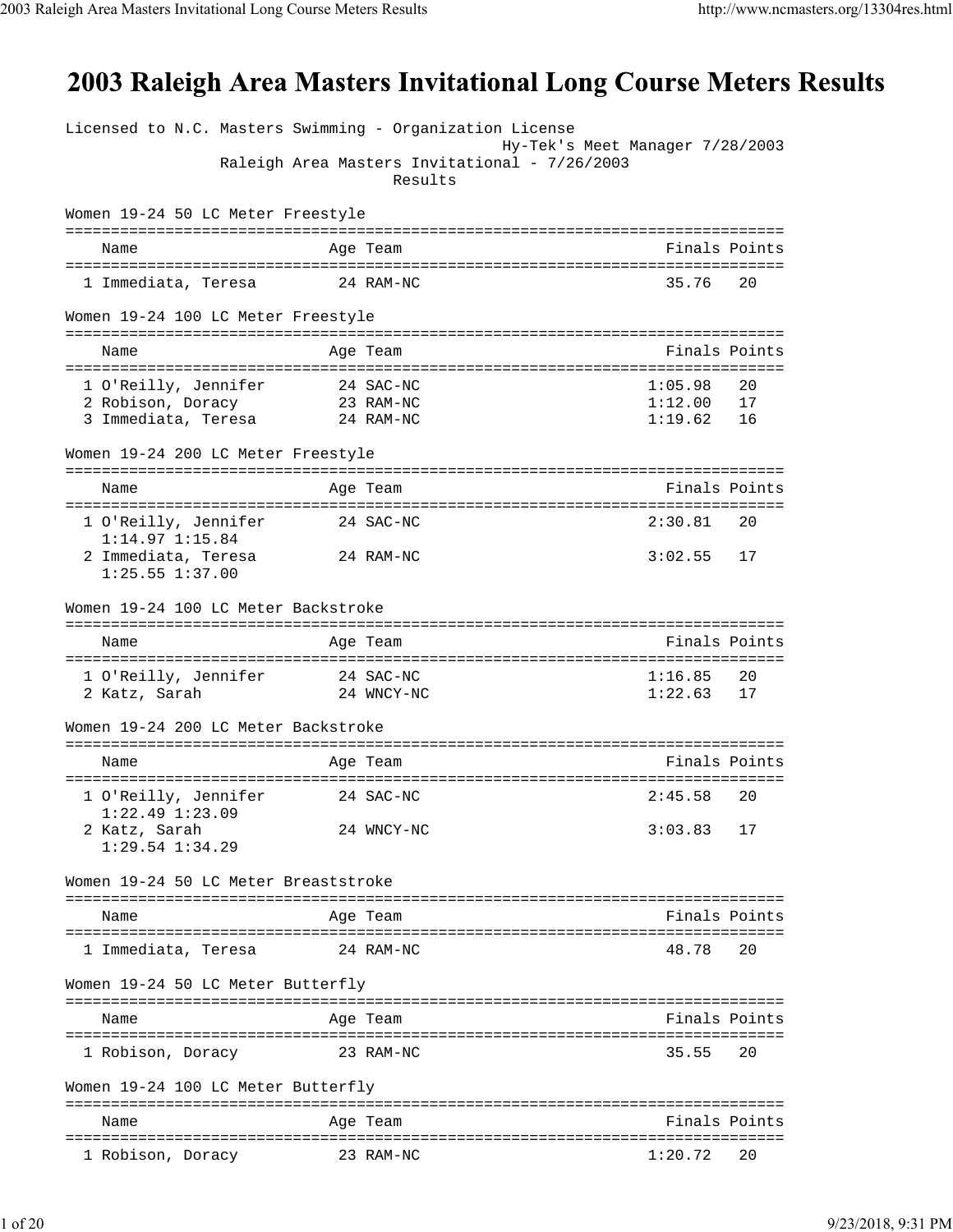# 2003 Raleigh Area Masters Invitational Long Course Meters Results

Licensed to N.C. Masters Swimming - Organization License
Hy-Tek's Meet Manager 7/28/2003
Raleigh Area Masters Invitational - 7/26/2003
Results

### Women 19-24 50 LC Meter Freestyle

| | Name | Age | Team | Finals | Points |
|---|---|---|---|---|---|
| 1 | Immediata, Teresa | 24 | RAM-NC | 35.76 | 20 |

### Women 19-24 100 LC Meter Freestyle

| | Name | Age | Team | Finals | Points |
|---|---|---|---|---|---|
| 1 | O'Reilly, Jennifer | 24 | SAC-NC | 1:05.98 | 20 |
| 2 | Robison, Doracy | 23 | RAM-NC | 1:12.00 | 17 |
| 3 | Immediata, Teresa | 24 | RAM-NC | 1:19.62 | 16 |

### Women 19-24 200 LC Meter Freestyle

| | Name | Age | Team | Finals | Points |
|---|---|---|---|---|---|
| 1 | O'Reilly, Jennifer | 24 | SAC-NC | 2:30.81 | 20 |
| | 1:14.97 1:15.84 | | | | |
| 2 | Immediata, Teresa | 24 | RAM-NC | 3:02.55 | 17 |
| | 1:25.55 1:37.00 | | | | |

### Women 19-24 100 LC Meter Backstroke

| | Name | Age | Team | Finals | Points |
|---|---|---|---|---|---|
| 1 | O'Reilly, Jennifer | 24 | SAC-NC | 1:16.85 | 20 |
| 2 | Katz, Sarah | 24 | WNCY-NC | 1:22.63 | 17 |

### Women 19-24 200 LC Meter Backstroke

| | Name | Age | Team | Finals | Points |
|---|---|---|---|---|---|
| 1 | O'Reilly, Jennifer | 24 | SAC-NC | 2:45.58 | 20 |
| | 1:22.49 1:23.09 | | | | |
| 2 | Katz, Sarah | 24 | WNCY-NC | 3:03.83 | 17 |
| | 1:29.54 1:34.29 | | | | |

### Women 19-24 50 LC Meter Breaststroke

| | Name | Age | Team | Finals | Points |
|---|---|---|---|---|---|
| 1 | Immediata, Teresa | 24 | RAM-NC | 48.78 | 20 |

### Women 19-24 50 LC Meter Butterfly

| | Name | Age | Team | Finals | Points |
|---|---|---|---|---|---|
| 1 | Robison, Doracy | 23 | RAM-NC | 35.55 | 20 |

### Women 19-24 100 LC Meter Butterfly

| | Name | Age | Team | Finals | Points |
|---|---|---|---|---|---|
| 1 | Robison, Doracy | 23 | RAM-NC | 1:20.72 | 20 |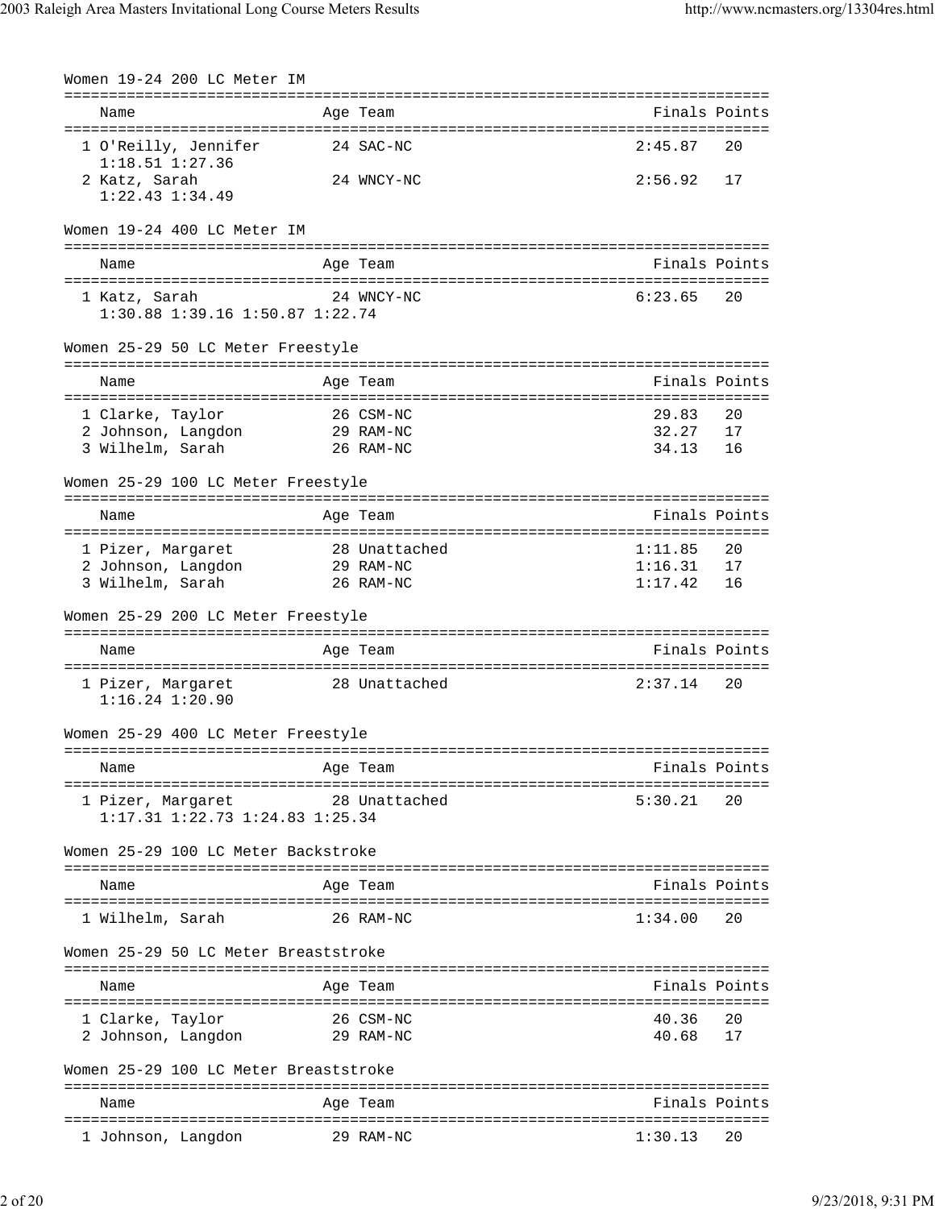### Women 19-24 200 LC Meter IM

| Name | Age | Team | Finals | Points |
|---|---|---|---|---|
| 1 O'Reilly, Jennifer | 24 | SAC-NC | 2:45.87 | 20 |
| 1:18.51 1:27.36 | | | | |
| 2 Katz, Sarah | 24 | WNCY-NC | 2:56.92 | 17 |
| 1:22.43 1:34.49 | | | | |

### Women 19-24 400 LC Meter IM

| Name | Age | Team | Finals | Points |
|---|---|---|---|---|
| 1 Katz, Sarah | 24 | WNCY-NC | 6:23.65 | 20 |
| 1:30.88 1:39.16 1:50.87 1:22.74 | | | | |

### Women 25-29 50 LC Meter Freestyle

| Name | Age | Team | Finals | Points |
|---|---|---|---|---|
| 1 Clarke, Taylor | 26 | CSM-NC | 29.83 | 20 |
| 2 Johnson, Langdon | 29 | RAM-NC | 32.27 | 17 |
| 3 Wilhelm, Sarah | 26 | RAM-NC | 34.13 | 16 |

### Women 25-29 100 LC Meter Freestyle

| Name | Age | Team | Finals | Points |
|---|---|---|---|---|
| 1 Pizer, Margaret | 28 | Unattached | 1:11.85 | 20 |
| 2 Johnson, Langdon | 29 | RAM-NC | 1:16.31 | 17 |
| 3 Wilhelm, Sarah | 26 | RAM-NC | 1:17.42 | 16 |

### Women 25-29 200 LC Meter Freestyle

| Name | Age | Team | Finals | Points |
|---|---|---|---|---|
| 1 Pizer, Margaret | 28 | Unattached | 2:37.14 | 20 |
| 1:16.24 1:20.90 | | | | |

### Women 25-29 400 LC Meter Freestyle

| Name | Age | Team | Finals | Points |
|---|---|---|---|---|
| 1 Pizer, Margaret | 28 | Unattached | 5:30.21 | 20 |
| 1:17.31 1:22.73 1:24.83 1:25.34 | | | | |

### Women 25-29 100 LC Meter Backstroke

| Name | Age | Team | Finals | Points |
|---|---|---|---|---|
| 1 Wilhelm, Sarah | 26 | RAM-NC | 1:34.00 | 20 |

### Women 25-29 50 LC Meter Breaststroke

| Name | Age | Team | Finals | Points |
|---|---|---|---|---|
| 1 Clarke, Taylor | 26 | CSM-NC | 40.36 | 20 |
| 2 Johnson, Langdon | 29 | RAM-NC | 40.68 | 17 |

### Women 25-29 100 LC Meter Breaststroke

| Name | Age | Team | Finals | Points |
|---|---|---|---|---|
| 1 Johnson, Langdon | 29 | RAM-NC | 1:30.13 | 20 |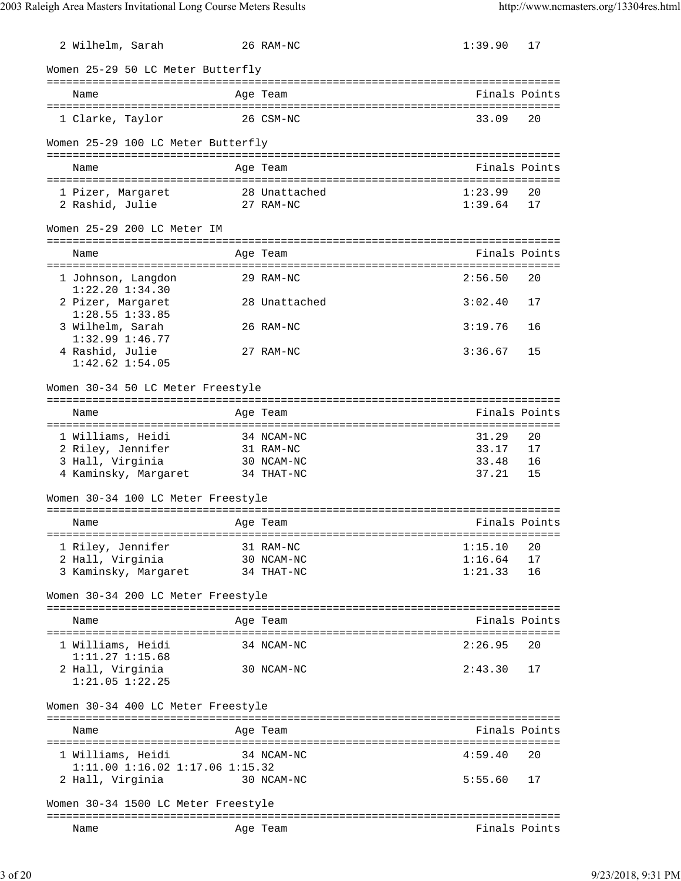| | Name | Age | Team | Finals | Points |
|---|---|---|---|---|---|
| 2 | Wilhelm, Sarah | 26 | RAM-NC | 1:39.90 | 17 |

## Women 25-29 50 LC Meter Butterfly

| | Name | Age | Team | Finals | Points |
|---|---|---|---|---|---|
| 1 | Clarke, Taylor | 26 | CSM-NC | 33.09 | 20 |

## Women 25-29 100 LC Meter Butterfly

| | Name | Age | Team | Finals | Points |
|---|---|---|---|---|---|
| 1 | Pizer, Margaret | 28 | Unattached | 1:23.99 | 20 |
| 2 | Rashid, Julie | 27 | RAM-NC | 1:39.64 | 17 |

## Women 25-29 200 LC Meter IM

| | Name | Age | Team | Finals | Points |
|---|---|---|---|---|---|
| 1 | Johnson, Langdon | 29 | RAM-NC | 2:56.50 | 20 |
| | 1:22.20 1:34.30 | | | | |
| 2 | Pizer, Margaret | 28 | Unattached | 3:02.40 | 17 |
| | 1:28.55 1:33.85 | | | | |
| 3 | Wilhelm, Sarah | 26 | RAM-NC | 3:19.76 | 16 |
| | 1:32.99 1:46.77 | | | | |
| 4 | Rashid, Julie | 27 | RAM-NC | 3:36.67 | 15 |
| | 1:42.62 1:54.05 | | | | |

## Women 30-34 50 LC Meter Freestyle

| | Name | Age | Team | Finals | Points |
|---|---|---|---|---|---|
| 1 | Williams, Heidi | 34 | NCAM-NC | 31.29 | 20 |
| 2 | Riley, Jennifer | 31 | RAM-NC | 33.17 | 17 |
| 3 | Hall, Virginia | 30 | NCAM-NC | 33.48 | 16 |
| 4 | Kaminsky, Margaret | 34 | THAT-NC | 37.21 | 15 |

## Women 30-34 100 LC Meter Freestyle

| | Name | Age | Team | Finals | Points |
|---|---|---|---|---|---|
| 1 | Riley, Jennifer | 31 | RAM-NC | 1:15.10 | 20 |
| 2 | Hall, Virginia | 30 | NCAM-NC | 1:16.64 | 17 |
| 3 | Kaminsky, Margaret | 34 | THAT-NC | 1:21.33 | 16 |

## Women 30-34 200 LC Meter Freestyle

| | Name | Age | Team | Finals | Points |
|---|---|---|---|---|---|
| 1 | Williams, Heidi | 34 | NCAM-NC | 2:26.95 | 20 |
| | 1:11.27 1:15.68 | | | | |
| 2 | Hall, Virginia | 30 | NCAM-NC | 2:43.30 | 17 |
| | 1:21.05 1:22.25 | | | | |

## Women 30-34 400 LC Meter Freestyle

| | Name | Age | Team | Finals | Points |
|---|---|---|---|---|---|
| 1 | Williams, Heidi | 34 | NCAM-NC | 4:59.40 | 20 |
| | 1:11.00 1:16.02 1:17.06 1:15.32 | | | | |
| 2 | Hall, Virginia | 30 | NCAM-NC | 5:55.60 | 17 |

## Women 30-34 1500 LC Meter Freestyle

| | Name | Age | Team | Finals | Points |
|---|---|---|---|---|---|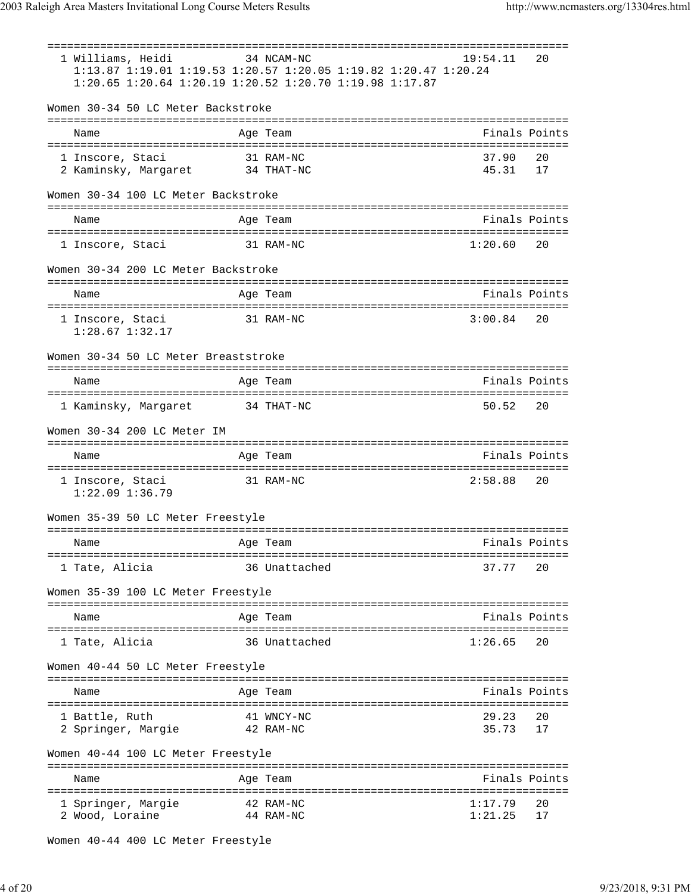| Name | Age | Team | Finals | Points |
|---|---|---|---|---|
| 1 Williams, Heidi | 34 | NCAM-NC | 19:54.11 | 20 |

1:13.87 1:19.01 1:19.53 1:20.57 1:20.05 1:19.82 1:20.47 1:20.24
1:20.65 1:20.64 1:20.19 1:20.52 1:20.70 1:19.98 1:17.87

### Women 30-34 50 LC Meter Backstroke

| Name | Age | Team | Finals | Points |
|---|---|---|---|---|
| 1 Inscore, Staci | 31 | RAM-NC | 37.90 | 20 |
| 2 Kaminsky, Margaret | 34 | THAT-NC | 45.31 | 17 |

### Women 30-34 100 LC Meter Backstroke

| Name | Age | Team | Finals | Points |
|---|---|---|---|---|
| 1 Inscore, Staci | 31 | RAM-NC | 1:20.60 | 20 |

### Women 30-34 200 LC Meter Backstroke

| Name | Age | Team | Finals | Points |
|---|---|---|---|---|
| 1 Inscore, Staci | 31 | RAM-NC | 3:00.84 | 20 |

1:28.67 1:32.17

### Women 30-34 50 LC Meter Breaststroke

| Name | Age | Team | Finals | Points |
|---|---|---|---|---|
| 1 Kaminsky, Margaret | 34 | THAT-NC | 50.52 | 20 |

### Women 30-34 200 LC Meter IM

| Name | Age | Team | Finals | Points |
|---|---|---|---|---|
| 1 Inscore, Staci | 31 | RAM-NC | 2:58.88 | 20 |

1:22.09 1:36.79

### Women 35-39 50 LC Meter Freestyle

| Name | Age | Team | Finals | Points |
|---|---|---|---|---|
| 1 Tate, Alicia | 36 | Unattached | 37.77 | 20 |

### Women 35-39 100 LC Meter Freestyle

| Name | Age | Team | Finals | Points |
|---|---|---|---|---|
| 1 Tate, Alicia | 36 | Unattached | 1:26.65 | 20 |

### Women 40-44 50 LC Meter Freestyle

| Name | Age | Team | Finals | Points |
|---|---|---|---|---|
| 1 Battle, Ruth | 41 | WNCY-NC | 29.23 | 20 |
| 2 Springer, Margie | 42 | RAM-NC | 35.73 | 17 |

### Women 40-44 100 LC Meter Freestyle

| Name | Age | Team | Finals | Points |
|---|---|---|---|---|
| 1 Springer, Margie | 42 | RAM-NC | 1:17.79 | 20 |
| 2 Wood, Loraine | 44 | RAM-NC | 1:21.25 | 17 |

### Women 40-44 400 LC Meter Freestyle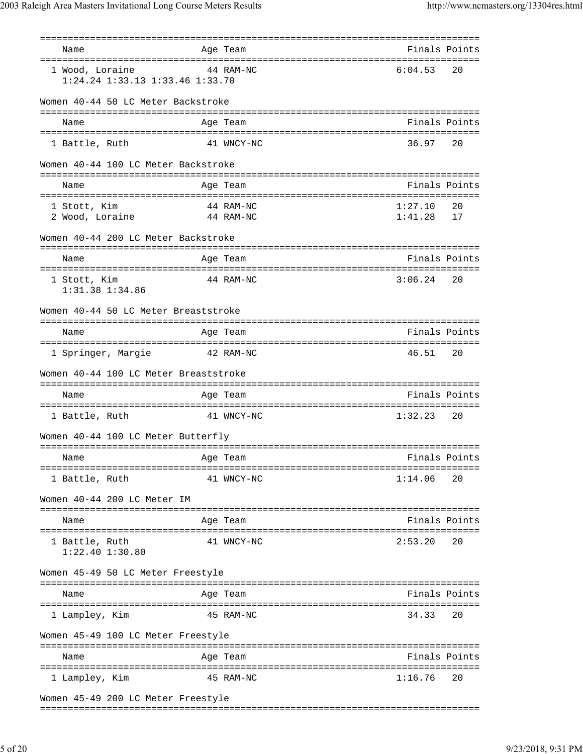| Name | Age | Team | Finals | Points |
|---|---|---|---|---|
| 1 Wood, Loraine | 44 | RAM-NC | 6:04.53 | 20 |
| 1:24.24 1:33.13 1:33.46 1:33.70 | | | | |

Women 40-44 50 LC Meter Backstroke

| Name | Age | Team | Finals | Points |
|---|---|---|---|---|
| 1 Battle, Ruth | 41 | WNCY-NC | 36.97 | 20 |

Women 40-44 100 LC Meter Backstroke

| Name | Age | Team | Finals | Points |
|---|---|---|---|---|
| 1 Stott, Kim | 44 | RAM-NC | 1:27.10 | 20 |
| 2 Wood, Loraine | 44 | RAM-NC | 1:41.28 | 17 |

Women 40-44 200 LC Meter Backstroke

| Name | Age | Team | Finals | Points |
|---|---|---|---|---|
| 1 Stott, Kim | 44 | RAM-NC | 3:06.24 | 20 |
| 1:31.38 1:34.86 | | | | |

Women 40-44 50 LC Meter Breaststroke

| Name | Age | Team | Finals | Points |
|---|---|---|---|---|
| 1 Springer, Margie | 42 | RAM-NC | 46.51 | 20 |

Women 40-44 100 LC Meter Breaststroke

| Name | Age | Team | Finals | Points |
|---|---|---|---|---|
| 1 Battle, Ruth | 41 | WNCY-NC | 1:32.23 | 20 |

Women 40-44 100 LC Meter Butterfly

| Name | Age | Team | Finals | Points |
|---|---|---|---|---|
| 1 Battle, Ruth | 41 | WNCY-NC | 1:14.06 | 20 |

Women 40-44 200 LC Meter IM

| Name | Age | Team | Finals | Points |
|---|---|---|---|---|
| 1 Battle, Ruth | 41 | WNCY-NC | 2:53.20 | 20 |
| 1:22.40 1:30.80 | | | | |

Women 45-49 50 LC Meter Freestyle

| Name | Age | Team | Finals | Points |
|---|---|---|---|---|
| 1 Lampley, Kim | 45 | RAM-NC | 34.33 | 20 |

Women 45-49 100 LC Meter Freestyle

| Name | Age | Team | Finals | Points |
|---|---|---|---|---|
| 1 Lampley, Kim | 45 | RAM-NC | 1:16.76 | 20 |

Women 45-49 200 LC Meter Freestyle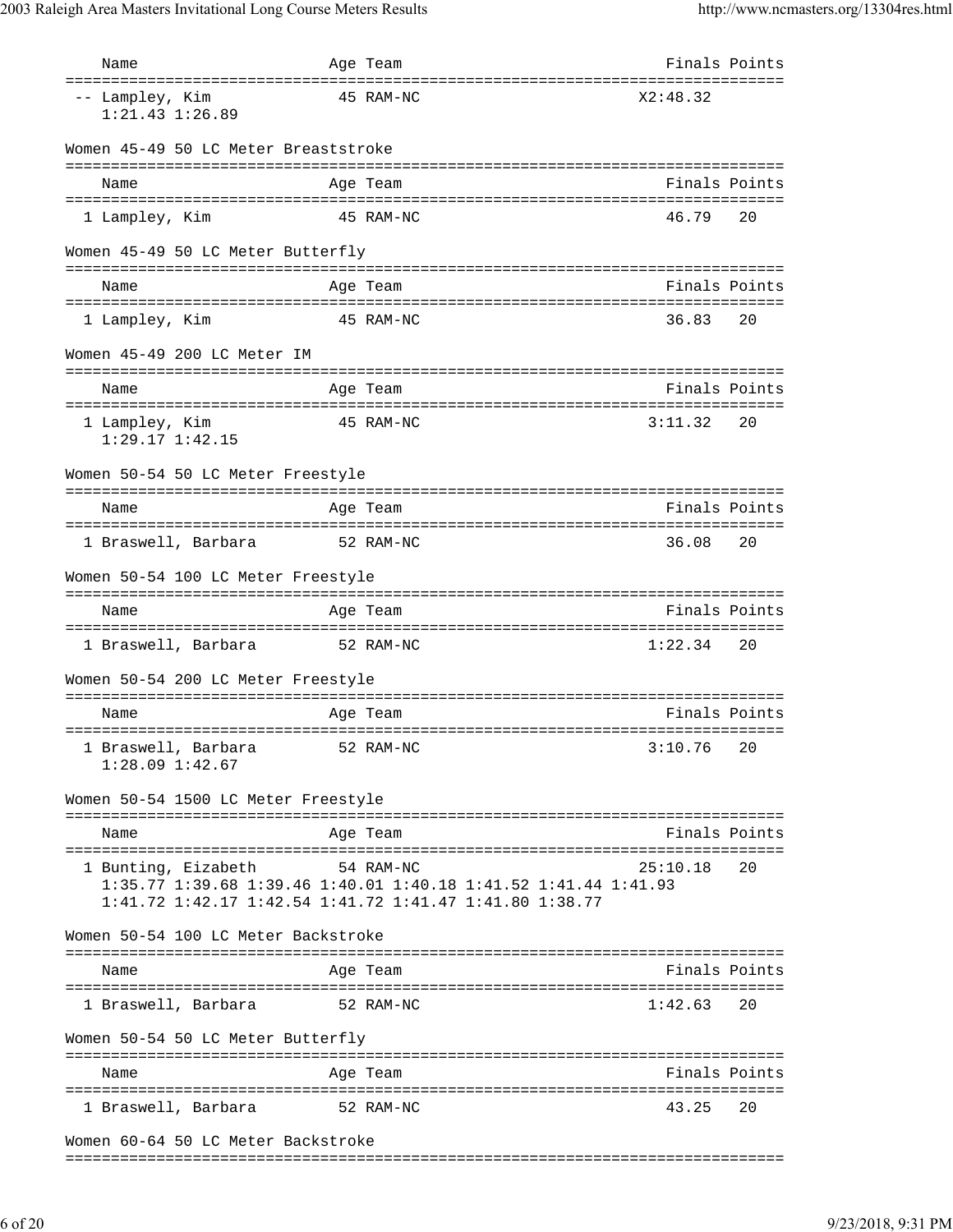| Name | Age | Team | Finals | Points |
|---|---|---|---|---|
| -- Lampley, Kim | 45 | RAM-NC | X2:48.32 | |
| 1:21.43 1:26.89 | | | | |

Women 45-49 50 LC Meter Breaststroke

| Name | Age | Team | Finals | Points |
|---|---|---|---|---|
| 1 Lampley, Kim | 45 | RAM-NC | 46.79 | 20 |

Women 45-49 50 LC Meter Butterfly

| Name | Age | Team | Finals | Points |
|---|---|---|---|---|
| 1 Lampley, Kim | 45 | RAM-NC | 36.83 | 20 |

Women 45-49 200 LC Meter IM

| Name | Age | Team | Finals | Points |
|---|---|---|---|---|
| 1 Lampley, Kim | 45 | RAM-NC | 3:11.32 | 20 |
| 1:29.17 1:42.15 | | | | |

Women 50-54 50 LC Meter Freestyle

| Name | Age | Team | Finals | Points |
|---|---|---|---|---|
| 1 Braswell, Barbara | 52 | RAM-NC | 36.08 | 20 |

Women 50-54 100 LC Meter Freestyle

| Name | Age | Team | Finals | Points |
|---|---|---|---|---|
| 1 Braswell, Barbara | 52 | RAM-NC | 1:22.34 | 20 |

Women 50-54 200 LC Meter Freestyle

| Name | Age | Team | Finals | Points |
|---|---|---|---|---|
| 1 Braswell, Barbara | 52 | RAM-NC | 3:10.76 | 20 |
| 1:28.09 1:42.67 | | | | |

Women 50-54 1500 LC Meter Freestyle

| Name | Age | Team | Finals | Points |
|---|---|---|---|---|
| 1 Bunting, Eizabeth | 54 | RAM-NC | 25:10.18 | 20 |
| 1:35.77 1:39.68 1:39.46 1:40.01 1:40.18 1:41.52 1:41.44 1:41.93 | | | | |
| 1:41.72 1:42.17 1:42.54 1:41.72 1:41.47 1:41.80 1:38.77 | | | | |

Women 50-54 100 LC Meter Backstroke

| Name | Age | Team | Finals | Points |
|---|---|---|---|---|
| 1 Braswell, Barbara | 52 | RAM-NC | 1:42.63 | 20 |

Women 50-54 50 LC Meter Butterfly

| Name | Age | Team | Finals | Points |
|---|---|---|---|---|
| 1 Braswell, Barbara | 52 | RAM-NC | 43.25 | 20 |

Women 60-64 50 LC Meter Backstroke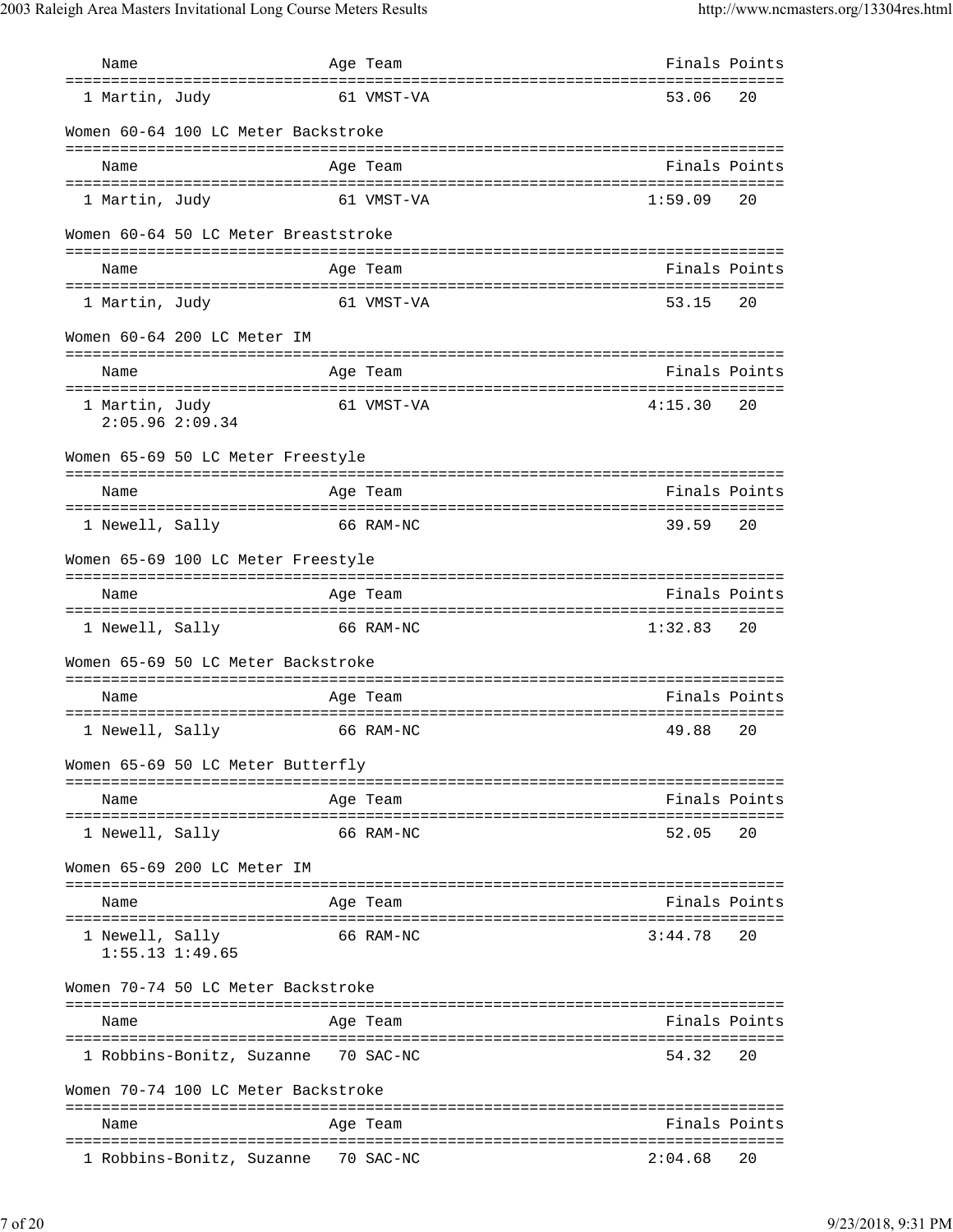| Name | Age | Team | Finals | Points |
|---|---|---|---|---|
| 1 Martin, Judy | 61 | VMST-VA | 53.06 | 20 |

Women 60-64 100 LC Meter Backstroke

| Name | Age | Team | Finals | Points |
|---|---|---|---|---|
| 1 Martin, Judy | 61 | VMST-VA | 1:59.09 | 20 |

Women 60-64 50 LC Meter Breaststroke

| Name | Age | Team | Finals | Points |
|---|---|---|---|---|
| 1 Martin, Judy | 61 | VMST-VA | 53.15 | 20 |

Women 60-64 200 LC Meter IM

| Name | Age | Team | Finals | Points |
|---|---|---|---|---|
| 1 Martin, Judy | 61 | VMST-VA | 4:15.30 | 20 |
| 2:05.96 2:09.34 | | | | |

Women 65-69 50 LC Meter Freestyle

| Name | Age | Team | Finals | Points |
|---|---|---|---|---|
| 1 Newell, Sally | 66 | RAM-NC | 39.59 | 20 |

Women 65-69 100 LC Meter Freestyle

| Name | Age | Team | Finals | Points |
|---|---|---|---|---|
| 1 Newell, Sally | 66 | RAM-NC | 1:32.83 | 20 |

Women 65-69 50 LC Meter Backstroke

| Name | Age | Team | Finals | Points |
|---|---|---|---|---|
| 1 Newell, Sally | 66 | RAM-NC | 49.88 | 20 |

Women 65-69 50 LC Meter Butterfly

| Name | Age | Team | Finals | Points |
|---|---|---|---|---|
| 1 Newell, Sally | 66 | RAM-NC | 52.05 | 20 |

Women 65-69 200 LC Meter IM

| Name | Age | Team | Finals | Points |
|---|---|---|---|---|
| 1 Newell, Sally | 66 | RAM-NC | 3:44.78 | 20 |
| 1:55.13 1:49.65 | | | | |

Women 70-74 50 LC Meter Backstroke

| Name | Age | Team | Finals | Points |
|---|---|---|---|---|
| 1 Robbins-Bonitz, Suzanne | 70 | SAC-NC | 54.32 | 20 |

Women 70-74 100 LC Meter Backstroke

| Name | Age | Team | Finals | Points |
|---|---|---|---|---|
| 1 Robbins-Bonitz, Suzanne | 70 | SAC-NC | 2:04.68 | 20 |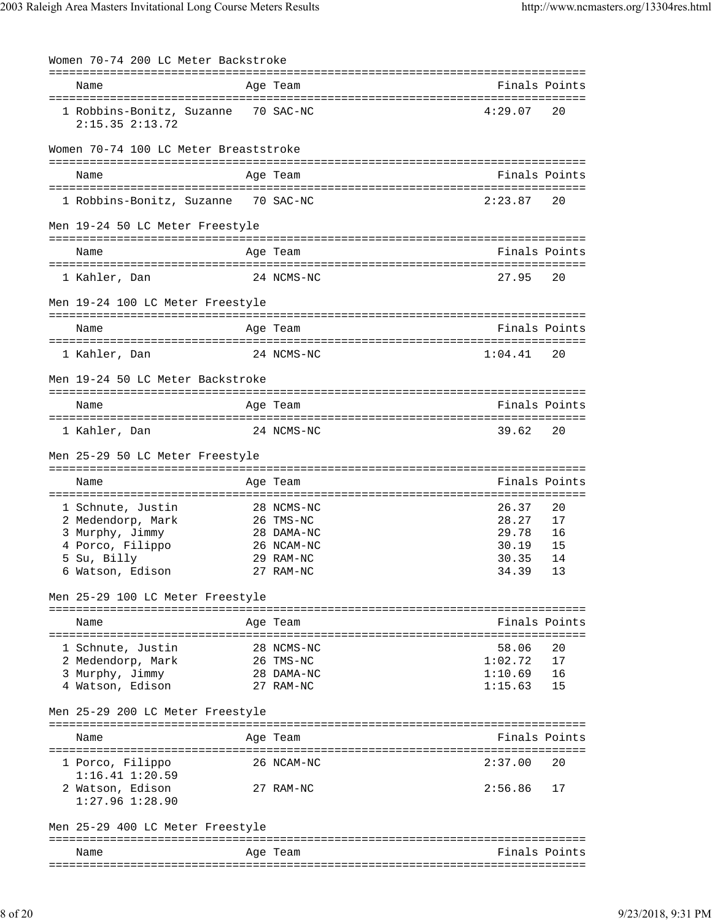## Women 70-74 200 LC Meter Backstroke

| | Name | Age | Team | Finals | Points |
|---|---|---|---|---|---|
| 1 | Robbins-Bonitz, Suzanne | 70 | SAC-NC | 4:29.07 | 20 |
| | 2:15.35 2:13.72 | | | | |

## Women 70-74 100 LC Meter Breaststroke

| | Name | Age | Team | Finals | Points |
|---|---|---|---|---|---|
| 1 | Robbins-Bonitz, Suzanne | 70 | SAC-NC | 2:23.87 | 20 |

## Men 19-24 50 LC Meter Freestyle

| | Name | Age | Team | Finals | Points |
|---|---|---|---|---|---|
| 1 | Kahler, Dan | 24 | NCMS-NC | 27.95 | 20 |

## Men 19-24 100 LC Meter Freestyle

| | Name | Age | Team | Finals | Points |
|---|---|---|---|---|---|
| 1 | Kahler, Dan | 24 | NCMS-NC | 1:04.41 | 20 |

## Men 19-24 50 LC Meter Backstroke

| | Name | Age | Team | Finals | Points |
|---|---|---|---|---|---|
| 1 | Kahler, Dan | 24 | NCMS-NC | 39.62 | 20 |

## Men 25-29 50 LC Meter Freestyle

| | Name | Age | Team | Finals | Points |
|---|---|---|---|---|---|
| 1 | Schnute, Justin | 28 | NCMS-NC | 26.37 | 20 |
| 2 | Medendorp, Mark | 26 | TMS-NC | 28.27 | 17 |
| 3 | Murphy, Jimmy | 28 | DAMA-NC | 29.78 | 16 |
| 4 | Porco, Filippo | 26 | NCAM-NC | 30.19 | 15 |
| 5 | Su, Billy | 29 | RAM-NC | 30.35 | 14 |
| 6 | Watson, Edison | 27 | RAM-NC | 34.39 | 13 |

## Men 25-29 100 LC Meter Freestyle

| | Name | Age | Team | Finals | Points |
|---|---|---|---|---|---|
| 1 | Schnute, Justin | 28 | NCMS-NC | 58.06 | 20 |
| 2 | Medendorp, Mark | 26 | TMS-NC | 1:02.72 | 17 |
| 3 | Murphy, Jimmy | 28 | DAMA-NC | 1:10.69 | 16 |
| 4 | Watson, Edison | 27 | RAM-NC | 1:15.63 | 15 |

## Men 25-29 200 LC Meter Freestyle

| | Name | Age | Team | Finals | Points |
|---|---|---|---|---|---|
| 1 | Porco, Filippo | 26 | NCAM-NC | 2:37.00 | 20 |
| | 1:16.41 1:20.59 | | | | |
| 2 | Watson, Edison | 27 | RAM-NC | 2:56.86 | 17 |
| | 1:27.96 1:28.90 | | | | |

## Men 25-29 400 LC Meter Freestyle

| | Name | Age | Team | Finals | Points |
|---|---|---|---|---|---|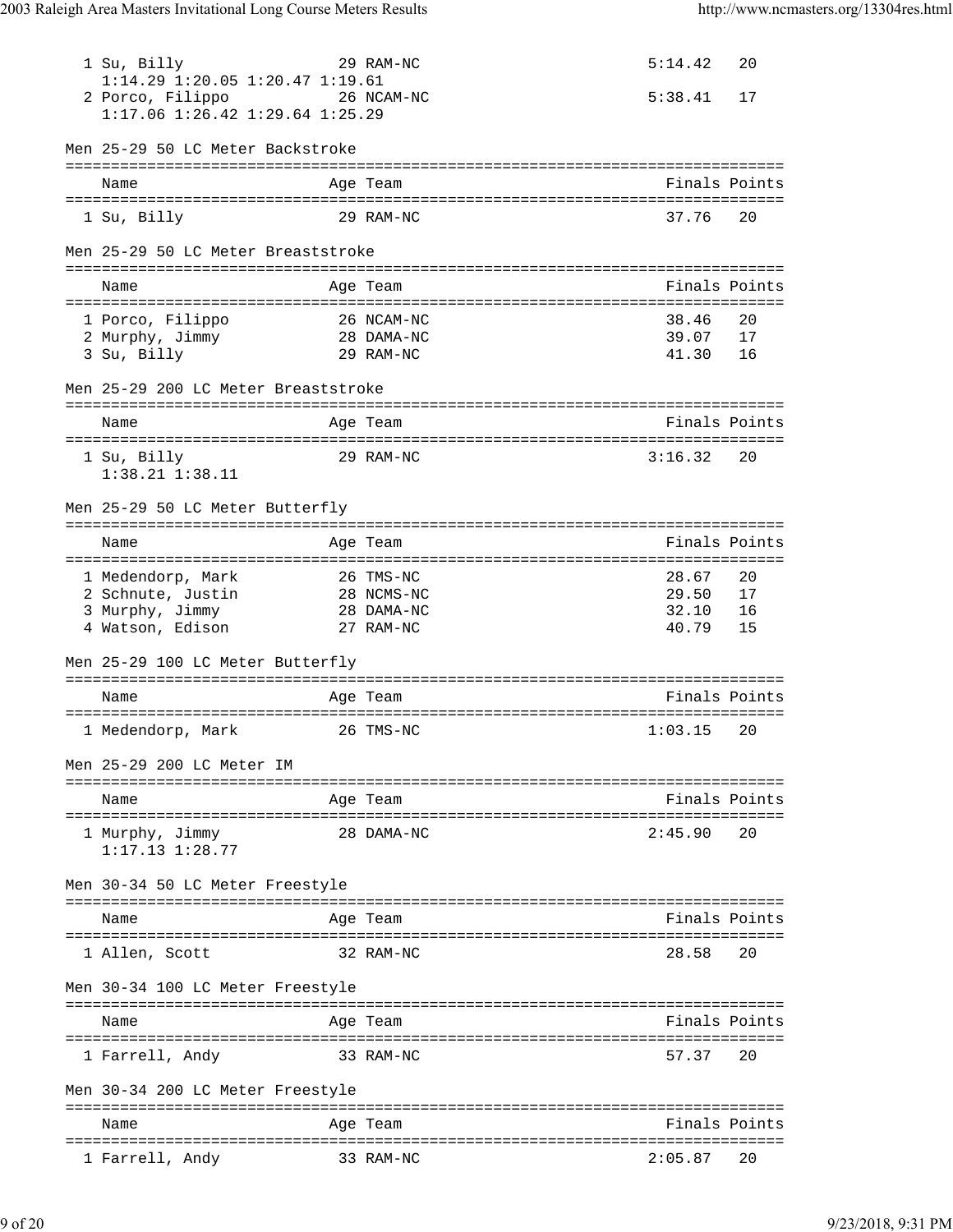| Place | Name | Age | Team | Finals | Points |
|---|---|---|---|---|---|
| 1 | Su, Billy | 29 | RAM-NC | 5:14.42 | 20 |
| | 1:14.29 1:20.05 1:20.47 1:19.61 | | | | |
| 2 | Porco, Filippo | 26 | NCAM-NC | 5:38.41 | 17 |
| | 1:17.06 1:26.42 1:29.64 1:25.29 | | | | |

### Men 25-29 50 LC Meter Backstroke

| Place | Name | Age | Team | Finals | Points |
|---|---|---|---|---|---|
| 1 | Su, Billy | 29 | RAM-NC | 37.76 | 20 |

### Men 25-29 50 LC Meter Breaststroke

| Place | Name | Age | Team | Finals | Points |
|---|---|---|---|---|---|
| 1 | Porco, Filippo | 26 | NCAM-NC | 38.46 | 20 |
| 2 | Murphy, Jimmy | 28 | DAMA-NC | 39.07 | 17 |
| 3 | Su, Billy | 29 | RAM-NC | 41.30 | 16 |

### Men 25-29 200 LC Meter Breaststroke

| Place | Name | Age | Team | Finals | Points |
|---|---|---|---|---|---|
| 1 | Su, Billy | 29 | RAM-NC | 3:16.32 | 20 |
| | 1:38.21 1:38.11 | | | | |

### Men 25-29 50 LC Meter Butterfly

| Place | Name | Age | Team | Finals | Points |
|---|---|---|---|---|---|
| 1 | Medendorp, Mark | 26 | TMS-NC | 28.67 | 20 |
| 2 | Schnute, Justin | 28 | NCMS-NC | 29.50 | 17 |
| 3 | Murphy, Jimmy | 28 | DAMA-NC | 32.10 | 16 |
| 4 | Watson, Edison | 27 | RAM-NC | 40.79 | 15 |

### Men 25-29 100 LC Meter Butterfly

| Place | Name | Age | Team | Finals | Points |
|---|---|---|---|---|---|
| 1 | Medendorp, Mark | 26 | TMS-NC | 1:03.15 | 20 |

### Men 25-29 200 LC Meter IM

| Place | Name | Age | Team | Finals | Points |
|---|---|---|---|---|---|
| 1 | Murphy, Jimmy | 28 | DAMA-NC | 2:45.90 | 20 |
| | 1:17.13 1:28.77 | | | | |

### Men 30-34 50 LC Meter Freestyle

| Place | Name | Age | Team | Finals | Points |
|---|---|---|---|---|---|
| 1 | Allen, Scott | 32 | RAM-NC | 28.58 | 20 |

### Men 30-34 100 LC Meter Freestyle

| Place | Name | Age | Team | Finals | Points |
|---|---|---|---|---|---|
| 1 | Farrell, Andy | 33 | RAM-NC | 57.37 | 20 |

### Men 30-34 200 LC Meter Freestyle

| Place | Name | Age | Team | Finals | Points |
|---|---|---|---|---|---|
| 1 | Farrell, Andy | 33 | RAM-NC | 2:05.87 | 20 |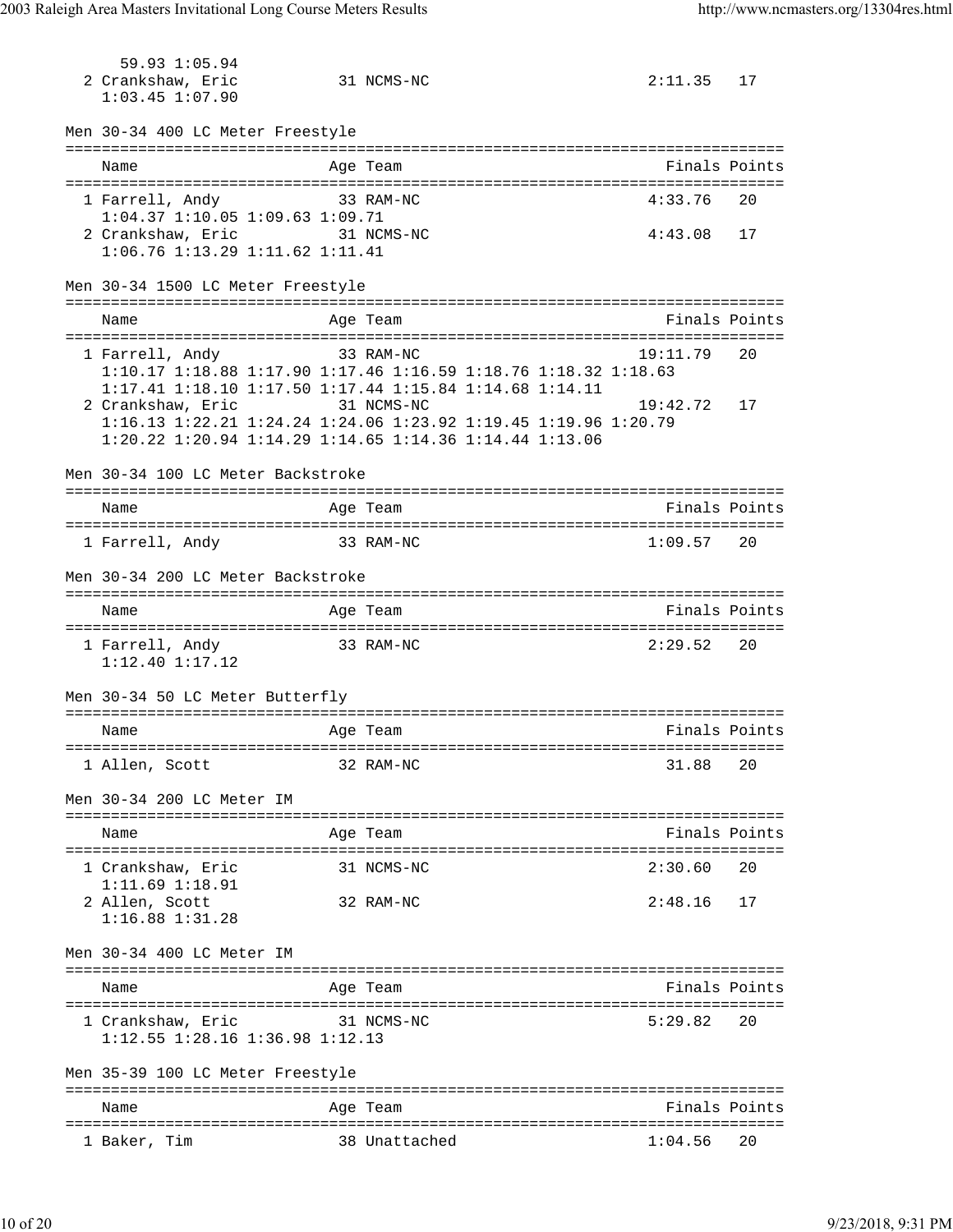```
     59.93 1:05.94
  2 Crankshaw, Eric          31 NCMS-NC                       2:11.35   17
    1:03.45 1:07.90
```

Men 30-34 400 LC Meter Freestyle

```
===============================================================================
    Name                    Age Team                          Finals Points
===============================================================================
  1 Farrell, Andy            33 RAM-NC                        4:33.76   20
    1:04.37 1:10.05 1:09.63 1:09.71
  2 Crankshaw, Eric          31 NCMS-NC                       4:43.08   17
    1:06.76 1:13.29 1:11.62 1:11.41
```

Men 30-34 1500 LC Meter Freestyle

```
===============================================================================
    Name                    Age Team                          Finals Points
===============================================================================
  1 Farrell, Andy            33 RAM-NC                       19:11.79   20
    1:10.17 1:18.88 1:17.90 1:17.46 1:16.59 1:18.76 1:18.32 1:18.63
    1:17.41 1:18.10 1:17.50 1:17.44 1:15.84 1:14.68 1:14.11
  2 Crankshaw, Eric          31 NCMS-NC                      19:42.72   17
    1:16.13 1:22.21 1:24.24 1:24.06 1:23.92 1:19.45 1:19.96 1:20.79
    1:20.22 1:20.94 1:14.29 1:14.65 1:14.36 1:14.44 1:13.06
```

Men 30-34 100 LC Meter Backstroke

```
===============================================================================
    Name                    Age Team                          Finals Points
===============================================================================
  1 Farrell, Andy            33 RAM-NC                        1:09.57   20
```

Men 30-34 200 LC Meter Backstroke

```
===============================================================================
    Name                    Age Team                          Finals Points
===============================================================================
  1 Farrell, Andy            33 RAM-NC                        2:29.52   20
    1:12.40 1:17.12
```

Men 30-34 50 LC Meter Butterfly

```
===============================================================================
    Name                    Age Team                          Finals Points
===============================================================================
  1 Allen, Scott             32 RAM-NC                          31.88   20
```

Men 30-34 200 LC Meter IM

```
===============================================================================
    Name                    Age Team                          Finals Points
===============================================================================
  1 Crankshaw, Eric          31 NCMS-NC                       2:30.60   20
    1:11.69 1:18.91
  2 Allen, Scott             32 RAM-NC                        2:48.16   17
    1:16.88 1:31.28
```

Men 30-34 400 LC Meter IM

```
===============================================================================
    Name                    Age Team                          Finals Points
===============================================================================
  1 Crankshaw, Eric          31 NCMS-NC                       5:29.82   20
    1:12.55 1:28.16 1:36.98 1:12.13
```

Men 35-39 100 LC Meter Freestyle

```
===============================================================================
    Name                    Age Team                          Finals Points
===============================================================================
  1 Baker, Tim               38 Unattached                    1:04.56   20
```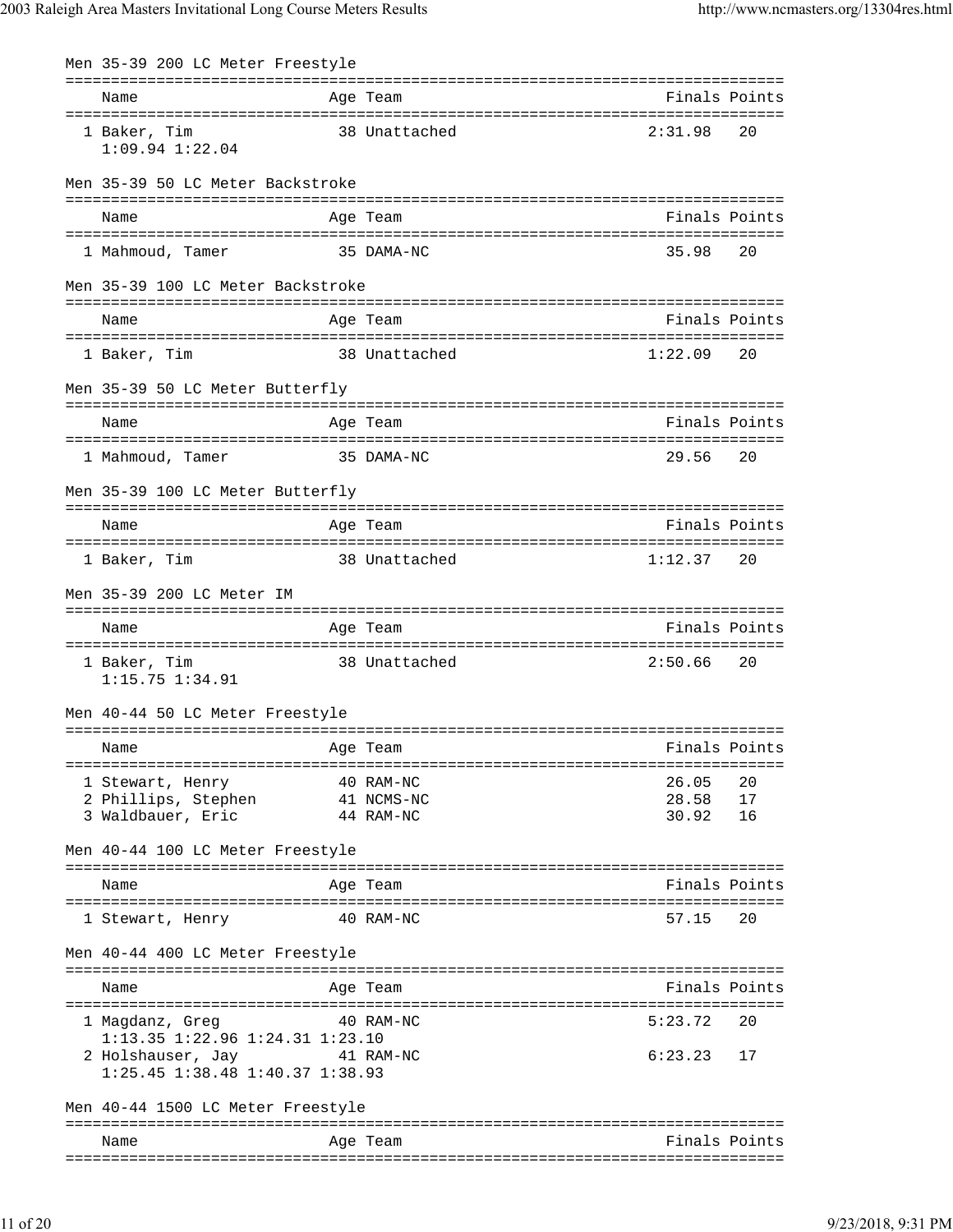### Men 35-39 200 LC Meter Freestyle

| Name | Age | Team | Finals | Points |
|---|---|---|---|---|
| 1 Baker, Tim | 38 | Unattached | 2:31.98 | 20 |
| 1:09.94 1:22.04 | | | | |

### Men 35-39 50 LC Meter Backstroke

| Name | Age | Team | Finals | Points |
|---|---|---|---|---|
| 1 Mahmoud, Tamer | 35 | DAMA-NC | 35.98 | 20 |

### Men 35-39 100 LC Meter Backstroke

| Name | Age | Team | Finals | Points |
|---|---|---|---|---|
| 1 Baker, Tim | 38 | Unattached | 1:22.09 | 20 |

### Men 35-39 50 LC Meter Butterfly

| Name | Age | Team | Finals | Points |
|---|---|---|---|---|
| 1 Mahmoud, Tamer | 35 | DAMA-NC | 29.56 | 20 |

### Men 35-39 100 LC Meter Butterfly

| Name | Age | Team | Finals | Points |
|---|---|---|---|---|
| 1 Baker, Tim | 38 | Unattached | 1:12.37 | 20 |

### Men 35-39 200 LC Meter IM

| Name | Age | Team | Finals | Points |
|---|---|---|---|---|
| 1 Baker, Tim | 38 | Unattached | 2:50.66 | 20 |
| 1:15.75 1:34.91 | | | | |

### Men 40-44 50 LC Meter Freestyle

| Name | Age | Team | Finals | Points |
|---|---|---|---|---|
| 1 Stewart, Henry | 40 | RAM-NC | 26.05 | 20 |
| 2 Phillips, Stephen | 41 | NCMS-NC | 28.58 | 17 |
| 3 Waldbauer, Eric | 44 | RAM-NC | 30.92 | 16 |

### Men 40-44 100 LC Meter Freestyle

| Name | Age | Team | Finals | Points |
|---|---|---|---|---|
| 1 Stewart, Henry | 40 | RAM-NC | 57.15 | 20 |

### Men 40-44 400 LC Meter Freestyle

| Name | Age | Team | Finals | Points |
|---|---|---|---|---|
| 1 Magdanz, Greg | 40 | RAM-NC | 5:23.72 | 20 |
| 1:13.35 1:22.96 1:24.31 1:23.10 | | | | |
| 2 Holshauser, Jay | 41 | RAM-NC | 6:23.23 | 17 |
| 1:25.45 1:38.48 1:40.37 1:38.93 | | | | |

### Men 40-44 1500 LC Meter Freestyle

| Name | Age | Team | Finals | Points |
|---|---|---|---|---|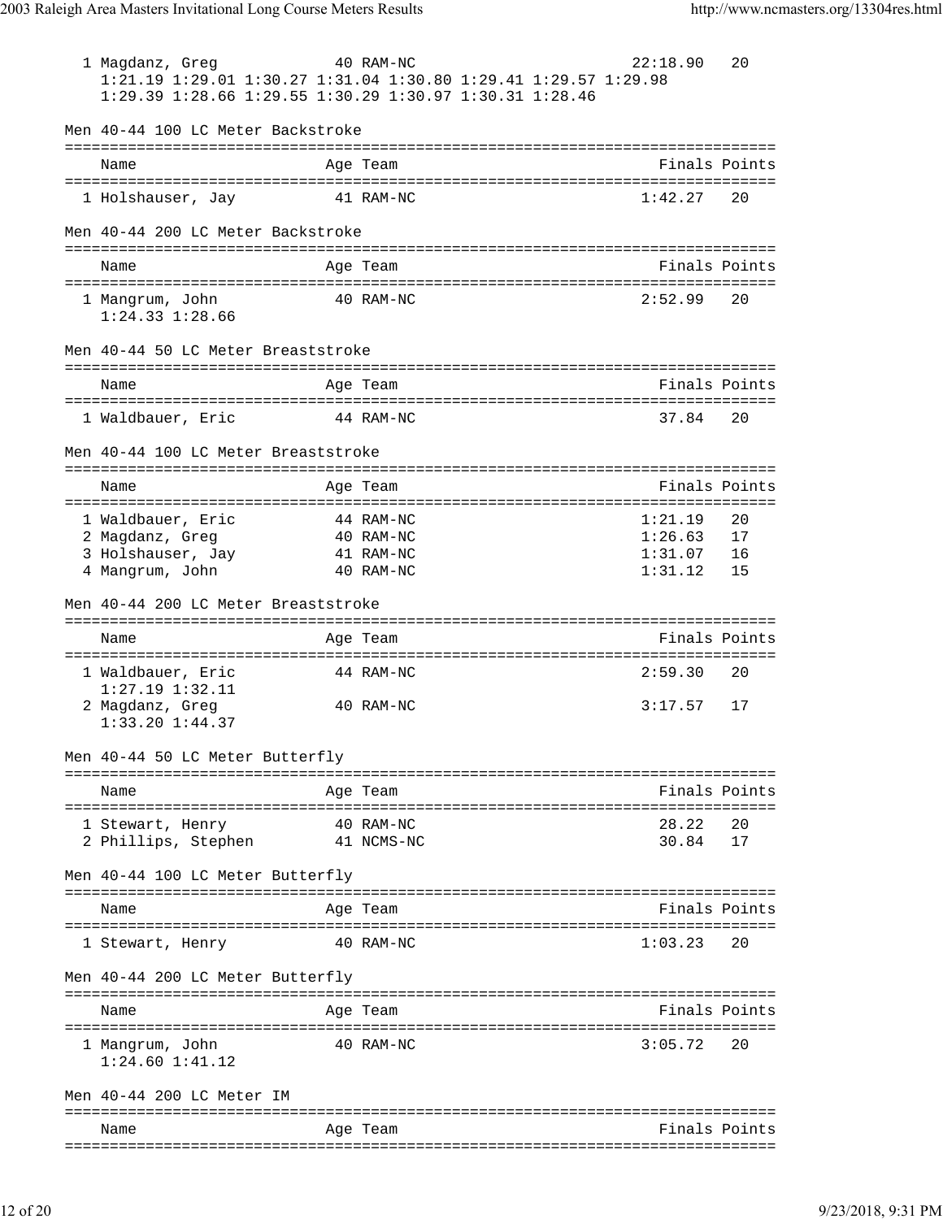1 Magdanz, Greg 40 RAM-NC 22:18.90 20
1:21.19 1:29.01 1:30.27 1:31.04 1:30.80 1:29.41 1:29.57 1:29.98
1:29.39 1:28.66 1:29.55 1:30.29 1:30.97 1:30.31 1:28.46

### Men 40-44 100 LC Meter Backstroke

| Name | Age | Team | Finals | Points |
|---|---|---|---|---|
| 1 Holshauser, Jay | 41 | RAM-NC | 1:42.27 | 20 |

### Men 40-44 200 LC Meter Backstroke

| Name | Age | Team | Finals | Points |
|---|---|---|---|---|
| 1 Mangrum, John | 40 | RAM-NC | 2:52.99 | 20 |
| 1:24.33 1:28.66 | | | | |

### Men 40-44 50 LC Meter Breaststroke

| Name | Age | Team | Finals | Points |
|---|---|---|---|---|
| 1 Waldbauer, Eric | 44 | RAM-NC | 37.84 | 20 |

### Men 40-44 100 LC Meter Breaststroke

| Name | Age | Team | Finals | Points |
|---|---|---|---|---|
| 1 Waldbauer, Eric | 44 | RAM-NC | 1:21.19 | 20 |
| 2 Magdanz, Greg | 40 | RAM-NC | 1:26.63 | 17 |
| 3 Holshauser, Jay | 41 | RAM-NC | 1:31.07 | 16 |
| 4 Mangrum, John | 40 | RAM-NC | 1:31.12 | 15 |

### Men 40-44 200 LC Meter Breaststroke

| Name | Age | Team | Finals | Points |
|---|---|---|---|---|
| 1 Waldbauer, Eric | 44 | RAM-NC | 2:59.30 | 20 |
| 1:27.19 1:32.11 | | | | |
| 2 Magdanz, Greg | 40 | RAM-NC | 3:17.57 | 17 |
| 1:33.20 1:44.37 | | | | |

### Men 40-44 50 LC Meter Butterfly

| Name | Age | Team | Finals | Points |
|---|---|---|---|---|
| 1 Stewart, Henry | 40 | RAM-NC | 28.22 | 20 |
| 2 Phillips, Stephen | 41 | NCMS-NC | 30.84 | 17 |

### Men 40-44 100 LC Meter Butterfly

| Name | Age | Team | Finals | Points |
|---|---|---|---|---|
| 1 Stewart, Henry | 40 | RAM-NC | 1:03.23 | 20 |

### Men 40-44 200 LC Meter Butterfly

| Name | Age | Team | Finals | Points |
|---|---|---|---|---|
| 1 Mangrum, John | 40 | RAM-NC | 3:05.72 | 20 |
| 1:24.60 1:41.12 | | | | |

### Men 40-44 200 LC Meter IM

| Name | Age | Team | Finals | Points |
|---|---|---|---|---|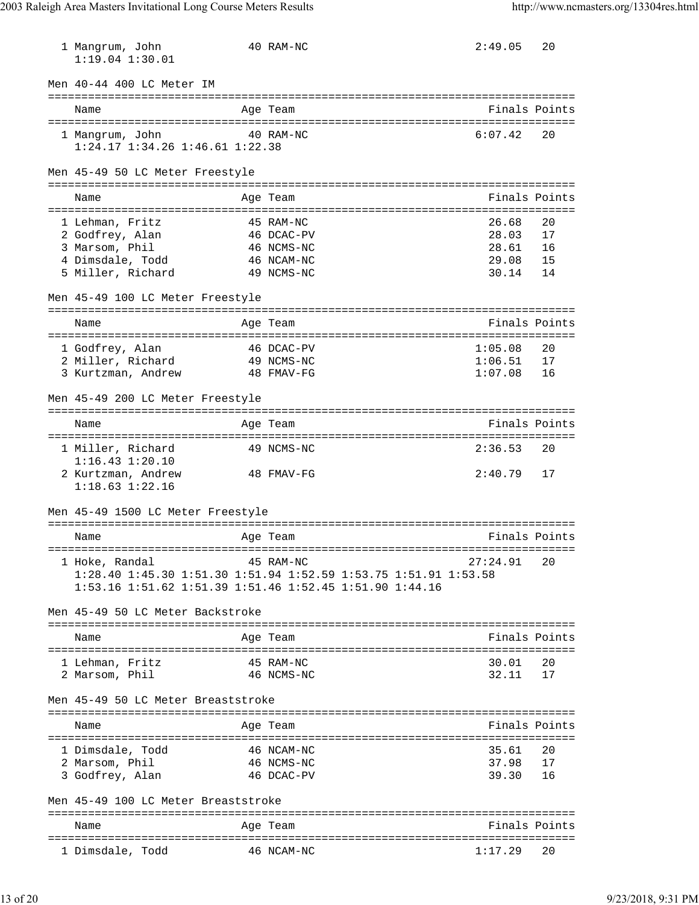| Name | Age | Team | Finals | Points |
|---|---|---|---|---|
| 1 Mangrum, John | 40 | RAM-NC | 2:49.05 | 20 |
| 1:19.04 1:30.01 | | | | |

## Men 40-44 400 LC Meter IM

| Name | Age | Team | Finals | Points |
|---|---|---|---|---|
| 1 Mangrum, John | 40 | RAM-NC | 6:07.42 | 20 |
| 1:24.17 1:34.26 1:46.61 1:22.38 | | | | |

## Men 45-49 50 LC Meter Freestyle

| Name | Age | Team | Finals | Points |
|---|---|---|---|---|
| 1 Lehman, Fritz | 45 | RAM-NC | 26.68 | 20 |
| 2 Godfrey, Alan | 46 | DCAC-PV | 28.03 | 17 |
| 3 Marsom, Phil | 46 | NCMS-NC | 28.61 | 16 |
| 4 Dimsdale, Todd | 46 | NCAM-NC | 29.08 | 15 |
| 5 Miller, Richard | 49 | NCMS-NC | 30.14 | 14 |

## Men 45-49 100 LC Meter Freestyle

| Name | Age | Team | Finals | Points |
|---|---|---|---|---|
| 1 Godfrey, Alan | 46 | DCAC-PV | 1:05.08 | 20 |
| 2 Miller, Richard | 49 | NCMS-NC | 1:06.51 | 17 |
| 3 Kurtzman, Andrew | 48 | FMAV-FG | 1:07.08 | 16 |

## Men 45-49 200 LC Meter Freestyle

| Name | Age | Team | Finals | Points |
|---|---|---|---|---|
| 1 Miller, Richard | 49 | NCMS-NC | 2:36.53 | 20 |
| 1:16.43 1:20.10 | | | | |
| 2 Kurtzman, Andrew | 48 | FMAV-FG | 2:40.79 | 17 |
| 1:18.63 1:22.16 | | | | |

## Men 45-49 1500 LC Meter Freestyle

| Name | Age | Team | Finals | Points |
|---|---|---|---|---|
| 1 Hoke, Randal | 45 | RAM-NC | 27:24.91 | 20 |
| 1:28.40 1:45.30 1:51.30 1:51.94 1:52.59 1:53.75 1:51.91 1:53.58 | | | | |
| 1:53.16 1:51.62 1:51.39 1:51.46 1:52.45 1:51.90 1:44.16 | | | | |

## Men 45-49 50 LC Meter Backstroke

| Name | Age | Team | Finals | Points |
|---|---|---|---|---|
| 1 Lehman, Fritz | 45 | RAM-NC | 30.01 | 20 |
| 2 Marsom, Phil | 46 | NCMS-NC | 32.11 | 17 |

## Men 45-49 50 LC Meter Breaststroke

| Name | Age | Team | Finals | Points |
|---|---|---|---|---|
| 1 Dimsdale, Todd | 46 | NCAM-NC | 35.61 | 20 |
| 2 Marsom, Phil | 46 | NCMS-NC | 37.98 | 17 |
| 3 Godfrey, Alan | 46 | DCAC-PV | 39.30 | 16 |

## Men 45-49 100 LC Meter Breaststroke

| Name | Age | Team | Finals | Points |
|---|---|---|---|---|
| 1 Dimsdale, Todd | 46 | NCAM-NC | 1:17.29 | 20 |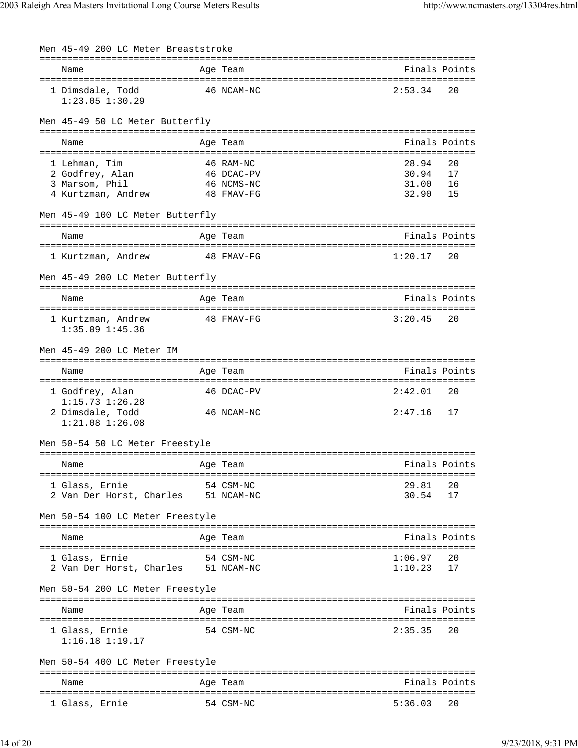### Men 45-49 200 LC Meter Breaststroke

| | Name | Age | Team | Finals | Points |
|---|---|---|---|---|---|
| 1 | Dimsdale, Todd | 46 | NCAM-NC | 2:53.34 | 20 |
| | 1:23.05 1:30.29 | | | | |

### Men 45-49 50 LC Meter Butterfly

| | Name | Age | Team | Finals | Points |
|---|---|---|---|---|---|
| 1 | Lehman, Tim | 46 | RAM-NC | 28.94 | 20 |
| 2 | Godfrey, Alan | 46 | DCAC-PV | 30.94 | 17 |
| 3 | Marsom, Phil | 46 | NCMS-NC | 31.00 | 16 |
| 4 | Kurtzman, Andrew | 48 | FMAV-FG | 32.90 | 15 |

### Men 45-49 100 LC Meter Butterfly

| | Name | Age | Team | Finals | Points |
|---|---|---|---|---|---|
| 1 | Kurtzman, Andrew | 48 | FMAV-FG | 1:20.17 | 20 |

### Men 45-49 200 LC Meter Butterfly

| | Name | Age | Team | Finals | Points |
|---|---|---|---|---|---|
| 1 | Kurtzman, Andrew | 48 | FMAV-FG | 3:20.45 | 20 |
| | 1:35.09 1:45.36 | | | | |

### Men 45-49 200 LC Meter IM

| | Name | Age | Team | Finals | Points |
|---|---|---|---|---|---|
| 1 | Godfrey, Alan | 46 | DCAC-PV | 2:42.01 | 20 |
| | 1:15.73 1:26.28 | | | | |
| 2 | Dimsdale, Todd | 46 | NCAM-NC | 2:47.16 | 17 |
| | 1:21.08 1:26.08 | | | | |

### Men 50-54 50 LC Meter Freestyle

| | Name | Age | Team | Finals | Points |
|---|---|---|---|---|---|
| 1 | Glass, Ernie | 54 | CSM-NC | 29.81 | 20 |
| 2 | Van Der Horst, Charles | 51 | NCAM-NC | 30.54 | 17 |

### Men 50-54 100 LC Meter Freestyle

| | Name | Age | Team | Finals | Points |
|---|---|---|---|---|---|
| 1 | Glass, Ernie | 54 | CSM-NC | 1:06.97 | 20 |
| 2 | Van Der Horst, Charles | 51 | NCAM-NC | 1:10.23 | 17 |

### Men 50-54 200 LC Meter Freestyle

| | Name | Age | Team | Finals | Points |
|---|---|---|---|---|---|
| 1 | Glass, Ernie | 54 | CSM-NC | 2:35.35 | 20 |
| | 1:16.18 1:19.17 | | | | |

### Men 50-54 400 LC Meter Freestyle

| | Name | Age | Team | Finals | Points |
|---|---|---|---|---|---|
| 1 | Glass, Ernie | 54 | CSM-NC | 5:36.03 | 20 |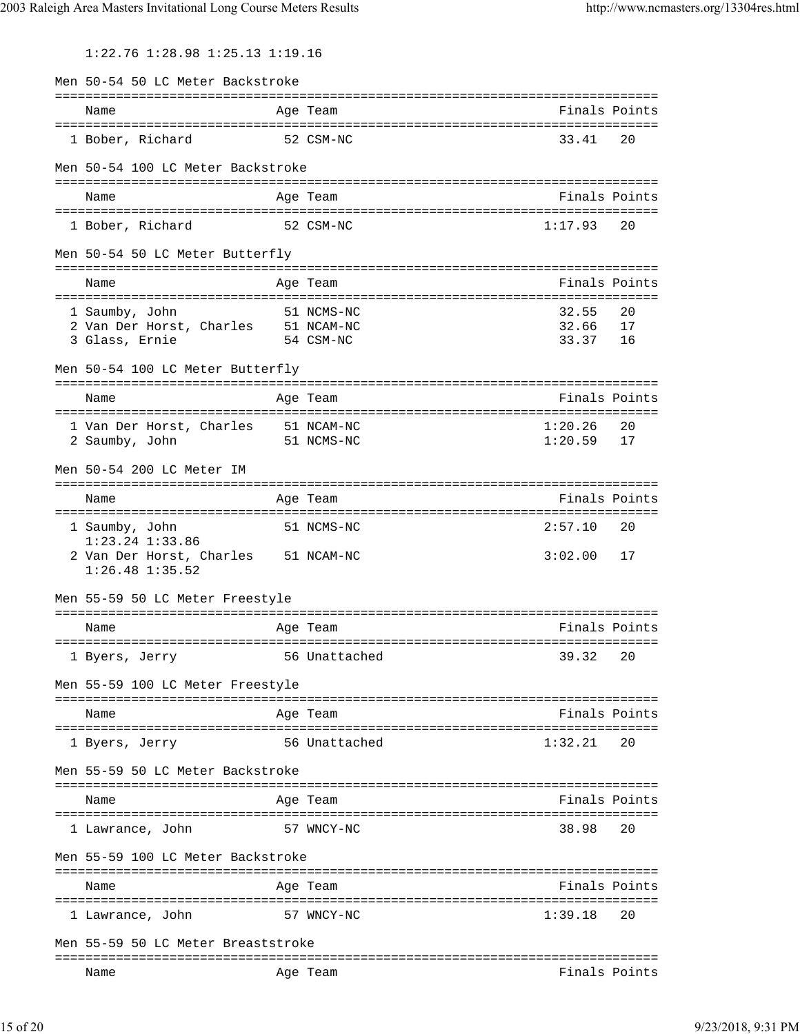1:22.76 1:28.98 1:25.13 1:19.16

### Men 50-54 50 LC Meter Backstroke

| Name | Age | Team | Finals | Points |
|---|---|---|---|---|
| 1 Bober, Richard | 52 | CSM-NC | 33.41 | 20 |

### Men 50-54 100 LC Meter Backstroke

| Name | Age | Team | Finals | Points |
|---|---|---|---|---|
| 1 Bober, Richard | 52 | CSM-NC | 1:17.93 | 20 |

### Men 50-54 50 LC Meter Butterfly

| Name | Age | Team | Finals | Points |
|---|---|---|---|---|
| 1 Saumby, John | 51 | NCMS-NC | 32.55 | 20 |
| 2 Van Der Horst, Charles | 51 | NCAM-NC | 32.66 | 17 |
| 3 Glass, Ernie | 54 | CSM-NC | 33.37 | 16 |

### Men 50-54 100 LC Meter Butterfly

| Name | Age | Team | Finals | Points |
|---|---|---|---|---|
| 1 Van Der Horst, Charles | 51 | NCAM-NC | 1:20.26 | 20 |
| 2 Saumby, John | 51 | NCMS-NC | 1:20.59 | 17 |

### Men 50-54 200 LC Meter IM

| Name | Age | Team | Finals | Points |
|---|---|---|---|---|
| 1 Saumby, John | 51 | NCMS-NC | 2:57.10 | 20 |
| 1:23.24 1:33.86 | | | | |
| 2 Van Der Horst, Charles | 51 | NCAM-NC | 3:02.00 | 17 |
| 1:26.48 1:35.52 | | | | |

### Men 55-59 50 LC Meter Freestyle

| Name | Age | Team | Finals | Points |
|---|---|---|---|---|
| 1 Byers, Jerry | 56 | Unattached | 39.32 | 20 |

### Men 55-59 100 LC Meter Freestyle

| Name | Age | Team | Finals | Points |
|---|---|---|---|---|
| 1 Byers, Jerry | 56 | Unattached | 1:32.21 | 20 |

### Men 55-59 50 LC Meter Backstroke

| Name | Age | Team | Finals | Points |
|---|---|---|---|---|
| 1 Lawrance, John | 57 | WNCY-NC | 38.98 | 20 |

### Men 55-59 100 LC Meter Backstroke

| Name | Age | Team | Finals | Points |
|---|---|---|---|---|
| 1 Lawrance, John | 57 | WNCY-NC | 1:39.18 | 20 |

### Men 55-59 50 LC Meter Breaststroke

| Name | Age | Team | Finals | Points |
|---|---|---|---|---|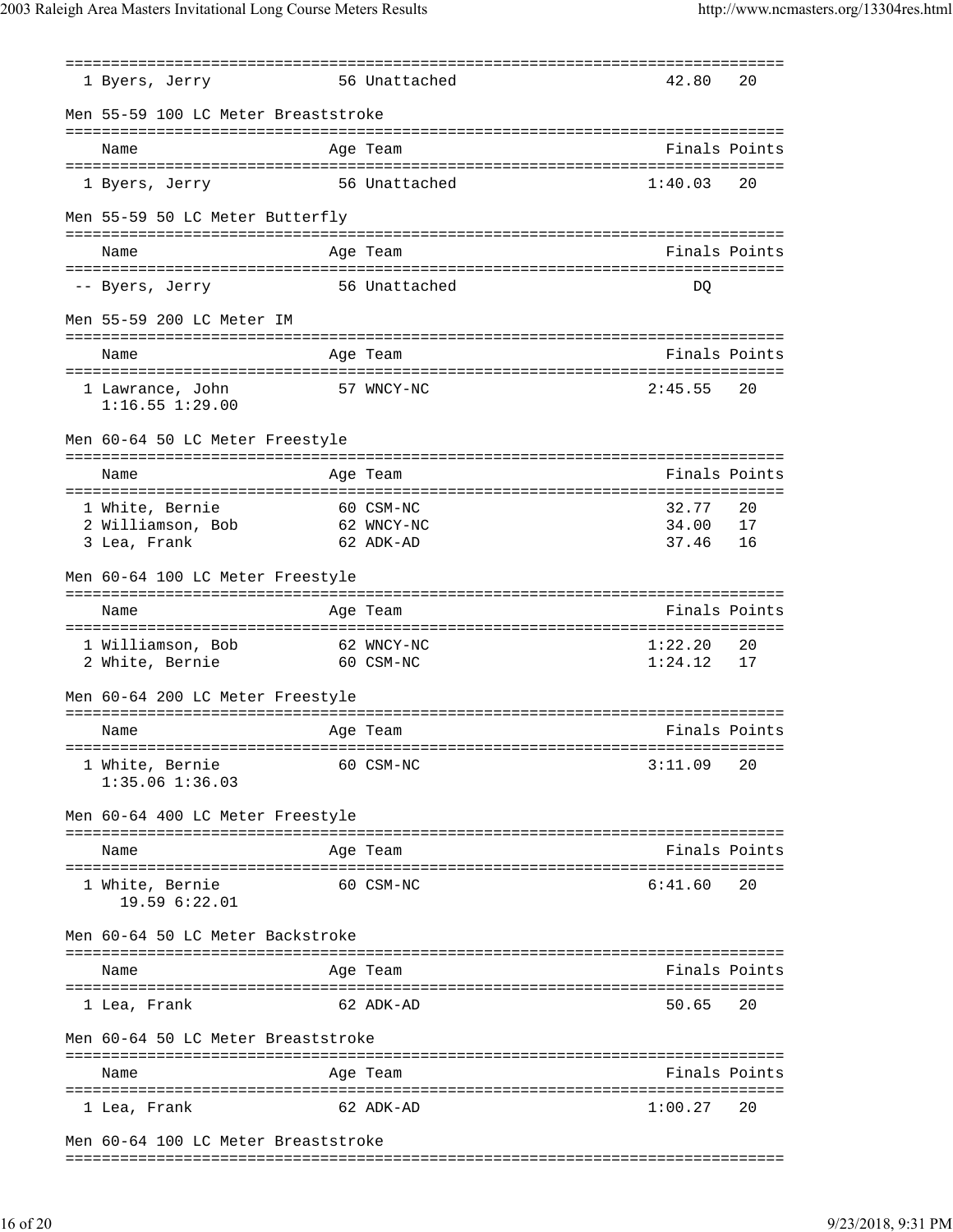| | | |
|---|---|---|
| 1 Byers, Jerry | 56 Unattached | 42.80 20 |

Men 55-59 100 LC Meter Breaststroke

| Name | Age Team | Finals Points |
|---|---|---|
| 1 Byers, Jerry | 56 Unattached | 1:40.03 20 |

Men 55-59 50 LC Meter Butterfly

| Name | Age Team | Finals Points |
|---|---|---|
| -- Byers, Jerry | 56 Unattached | DQ |

Men 55-59 200 LC Meter IM

| Name | Age Team | Finals Points |
|---|---|---|
| 1 Lawrance, John<br>1:16.55 1:29.00 | 57 WNCY-NC | 2:45.55 20 |

Men 60-64 50 LC Meter Freestyle

| Name | Age Team | Finals Points |
|---|---|---|
| 1 White, Bernie | 60 CSM-NC | 32.77 20 |
| 2 Williamson, Bob | 62 WNCY-NC | 34.00 17 |
| 3 Lea, Frank | 62 ADK-AD | 37.46 16 |

Men 60-64 100 LC Meter Freestyle

| Name | Age Team | Finals Points |
|---|---|---|
| 1 Williamson, Bob | 62 WNCY-NC | 1:22.20 20 |
| 2 White, Bernie | 60 CSM-NC | 1:24.12 17 |

Men 60-64 200 LC Meter Freestyle

| Name | Age Team | Finals Points |
|---|---|---|
| 1 White, Bernie<br>1:35.06 1:36.03 | 60 CSM-NC | 3:11.09 20 |

Men 60-64 400 LC Meter Freestyle

| Name | Age Team | Finals Points |
|---|---|---|
| 1 White, Bernie<br>19.59 6:22.01 | 60 CSM-NC | 6:41.60 20 |

Men 60-64 50 LC Meter Backstroke

| Name | Age Team | Finals Points |
|---|---|---|
| 1 Lea, Frank | 62 ADK-AD | 50.65 20 |

Men 60-64 50 LC Meter Breaststroke

| Name | Age Team | Finals Points |
|---|---|---|
| 1 Lea, Frank | 62 ADK-AD | 1:00.27 20 |

Men 60-64 100 LC Meter Breaststroke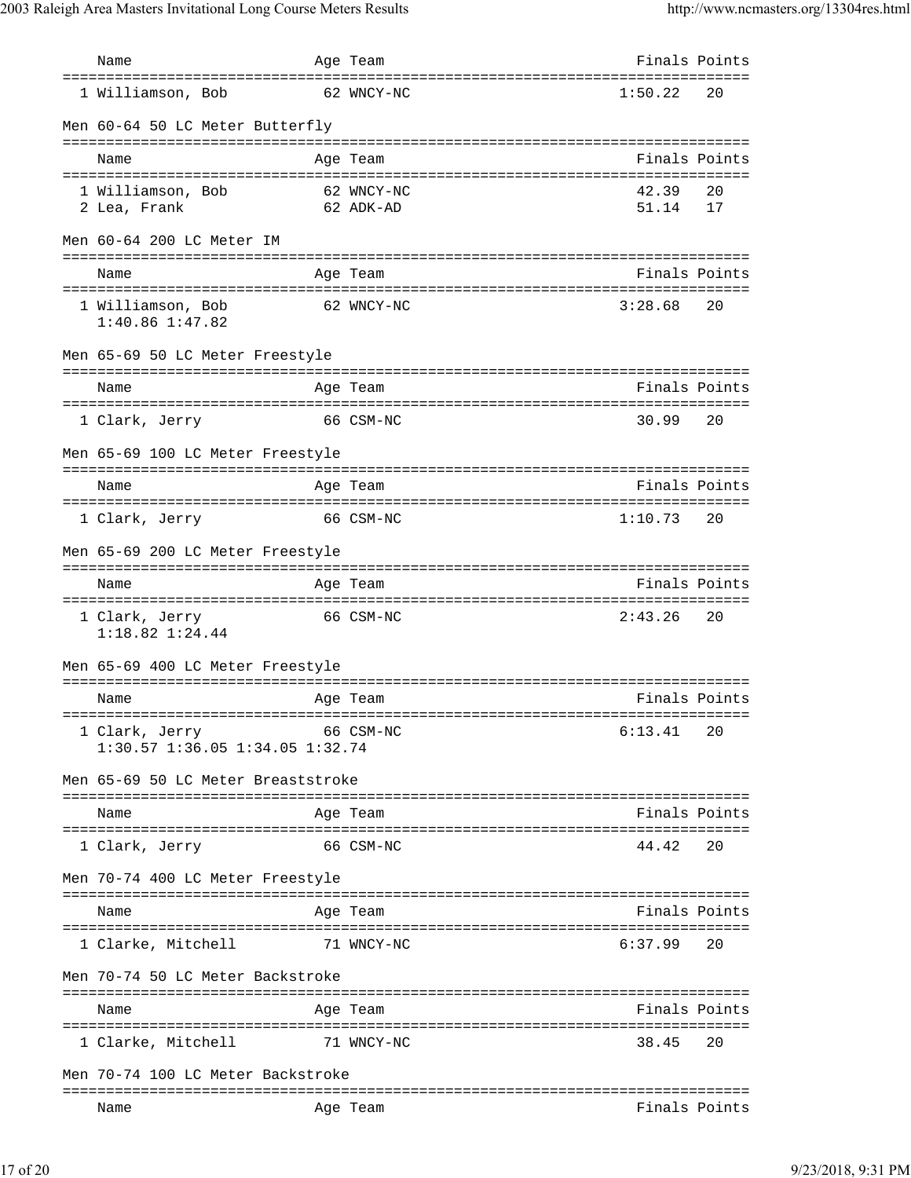| Name | Age | Team | Finals | Points |
|---|---|---|---|---|
| 1 Williamson, Bob | 62 | WNCY-NC | 1:50.22 | 20 |

### Men 60-64 50 LC Meter Butterfly

| Name | Age | Team | Finals | Points |
|---|---|---|---|---|
| 1 Williamson, Bob | 62 | WNCY-NC | 42.39 | 20 |
| 2 Lea, Frank | 62 | ADK-AD | 51.14 | 17 |

### Men 60-64 200 LC Meter IM

| Name | Age | Team | Finals | Points |
|---|---|---|---|---|
| 1 Williamson, Bob | 62 | WNCY-NC | 3:28.68 | 20 |
| 1:40.86 1:47.82 | | | | |

### Men 65-69 50 LC Meter Freestyle

| Name | Age | Team | Finals | Points |
|---|---|---|---|---|
| 1 Clark, Jerry | 66 | CSM-NC | 30.99 | 20 |

### Men 65-69 100 LC Meter Freestyle

| Name | Age | Team | Finals | Points |
|---|---|---|---|---|
| 1 Clark, Jerry | 66 | CSM-NC | 1:10.73 | 20 |

### Men 65-69 200 LC Meter Freestyle

| Name | Age | Team | Finals | Points |
|---|---|---|---|---|
| 1 Clark, Jerry | 66 | CSM-NC | 2:43.26 | 20 |
| 1:18.82 1:24.44 | | | | |

### Men 65-69 400 LC Meter Freestyle

| Name | Age | Team | Finals | Points |
|---|---|---|---|---|
| 1 Clark, Jerry | 66 | CSM-NC | 6:13.41 | 20 |
| 1:30.57 1:36.05 1:34.05 1:32.74 | | | | |

### Men 65-69 50 LC Meter Breaststroke

| Name | Age | Team | Finals | Points |
|---|---|---|---|---|
| 1 Clark, Jerry | 66 | CSM-NC | 44.42 | 20 |

### Men 70-74 400 LC Meter Freestyle

| Name | Age | Team | Finals | Points |
|---|---|---|---|---|
| 1 Clarke, Mitchell | 71 | WNCY-NC | 6:37.99 | 20 |

### Men 70-74 50 LC Meter Backstroke

| Name | Age | Team | Finals | Points |
|---|---|---|---|---|
| 1 Clarke, Mitchell | 71 | WNCY-NC | 38.45 | 20 |

### Men 70-74 100 LC Meter Backstroke

| Name | Age | Team | Finals | Points |
|---|---|---|---|---|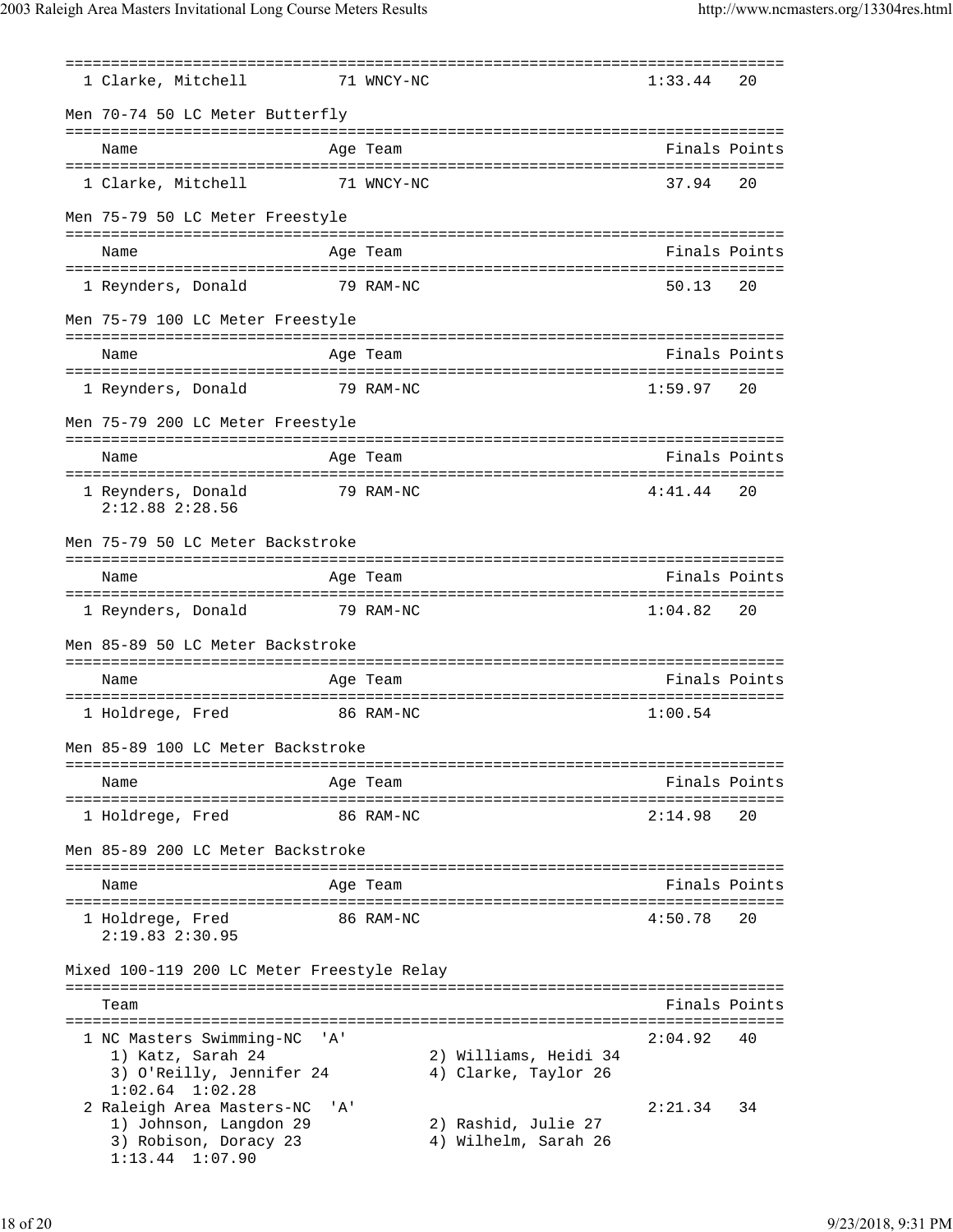| | Name | Age | Team | Finals | Points |
|---|---|---|---|---|---|
| 1 | Clarke, Mitchell | 71 | WNCY-NC | 1:33.44 | 20 |

Men 70-74 50 LC Meter Butterfly

| | Name | Age | Team | Finals | Points |
|---|---|---|---|---|---|
| 1 | Clarke, Mitchell | 71 | WNCY-NC | 37.94 | 20 |

Men 75-79 50 LC Meter Freestyle

| | Name | Age | Team | Finals | Points |
|---|---|---|---|---|---|
| 1 | Reynders, Donald | 79 | RAM-NC | 50.13 | 20 |

Men 75-79 100 LC Meter Freestyle

| | Name | Age | Team | Finals | Points |
|---|---|---|---|---|---|
| 1 | Reynders, Donald | 79 | RAM-NC | 1:59.97 | 20 |

Men 75-79 200 LC Meter Freestyle

| | Name | Age | Team | Finals | Points |
|---|---|---|---|---|---|
| 1 | Reynders, Donald | 79 | RAM-NC | 4:41.44 | 20 |
| | 2:12.88 2:28.56 | | | | |

Men 75-79 50 LC Meter Backstroke

| | Name | Age | Team | Finals | Points |
|---|---|---|---|---|---|
| 1 | Reynders, Donald | 79 | RAM-NC | 1:04.82 | 20 |

Men 85-89 50 LC Meter Backstroke

| | Name | Age | Team | Finals | Points |
|---|---|---|---|---|---|
| 1 | Holdrege, Fred | 86 | RAM-NC | 1:00.54 | |

Men 85-89 100 LC Meter Backstroke

| | Name | Age | Team | Finals | Points |
|---|---|---|---|---|---|
| 1 | Holdrege, Fred | 86 | RAM-NC | 2:14.98 | 20 |

Men 85-89 200 LC Meter Backstroke

| | Name | Age | Team | Finals | Points |
|---|---|---|---|---|---|
| 1 | Holdrege, Fred | 86 | RAM-NC | 4:50.78 | 20 |
| | 2:19.83 2:30.95 | | | | |

Mixed 100-119 200 LC Meter Freestyle Relay

| | Team | | Finals | Points |
|---|---|---|---|---|
| 1 | NC Masters Swimming-NC 'A' | | 2:04.92 | 40 |
| | 1) Katz, Sarah 24 | 2) Williams, Heidi 34 | | |
| | 3) O'Reilly, Jennifer 24 | 4) Clarke, Taylor 26 | | |
| | 1:02.64 1:02.28 | | | |
| 2 | Raleigh Area Masters-NC 'A' | | 2:21.34 | 34 |
| | 1) Johnson, Langdon 29 | 2) Rashid, Julie 27 | | |
| | 3) Robison, Doracy 23 | 4) Wilhelm, Sarah 26 | | |
| | 1:13.44 1:07.90 | | | |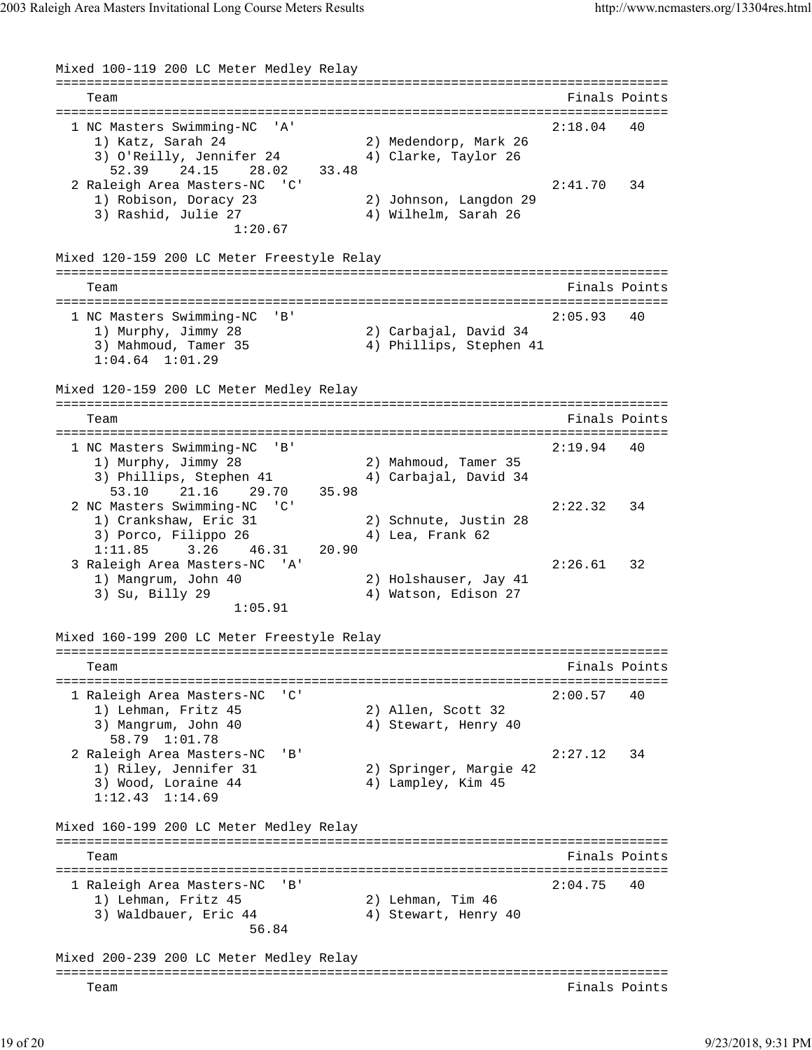Mixed 100-119 200 LC Meter Medley Relay

```
===============================================================================
    Team                                                      Finals Points
===============================================================================
  1 NC Masters Swimming-NC  'A'                               2:18.04   40
     1) Katz, Sarah 24                2) Medendorp, Mark 26
     3) O'Reilly, Jennifer 24         4) Clarke, Taylor 26
       52.39    24.15    28.02    33.48
  2 Raleigh Area Masters-NC  'C'                              2:41.70   34
     1) Robison, Doracy 23            2) Johnson, Langdon 29
     3) Rashid, Julie 27              4) Wilhelm, Sarah 26
                     1:20.67
```

Mixed 120-159 200 LC Meter Freestyle Relay

```
===============================================================================
    Team                                                      Finals Points
===============================================================================
  1 NC Masters Swimming-NC  'B'                               2:05.93   40
     1) Murphy, Jimmy 28              2) Carbajal, David 34
     3) Mahmoud, Tamer 35             4) Phillips, Stephen 41
     1:04.64  1:01.29
```

Mixed 120-159 200 LC Meter Medley Relay

```
===============================================================================
    Team                                                      Finals Points
===============================================================================
  1 NC Masters Swimming-NC  'B'                               2:19.94   40
     1) Murphy, Jimmy 28              2) Mahmoud, Tamer 35
     3) Phillips, Stephen 41          4) Carbajal, David 34
       53.10    21.16    29.70    35.98
  2 NC Masters Swimming-NC  'C'                               2:22.32   34
     1) Crankshaw, Eric 31            2) Schnute, Justin 28
     3) Porco, Filippo 26             4) Lea, Frank 62
     1:11.85     3.26    46.31    20.90
  3 Raleigh Area Masters-NC  'A'                              2:26.61   32
     1) Mangrum, John 40              2) Holshauser, Jay 41
     3) Su, Billy 29                  4) Watson, Edison 27
                     1:05.91
```

Mixed 160-199 200 LC Meter Freestyle Relay

```
===============================================================================
    Team                                                      Finals Points
===============================================================================
  1 Raleigh Area Masters-NC  'C'                              2:00.57   40
     1) Lehman, Fritz 45              2) Allen, Scott 32
     3) Mangrum, John 40              4) Stewart, Henry 40
       58.79  1:01.78
  2 Raleigh Area Masters-NC  'B'                              2:27.12   34
     1) Riley, Jennifer 31            2) Springer, Margie 42
     3) Wood, Loraine 44              4) Lampley, Kim 45
     1:12.43  1:14.69
```

Mixed 160-199 200 LC Meter Medley Relay

```
===============================================================================
    Team                                                      Finals Points
===============================================================================
  1 Raleigh Area Masters-NC  'B'                              2:04.75   40
     1) Lehman, Fritz 45              2) Lehman, Tim 46
     3) Waldbauer, Eric 44            4) Stewart, Henry 40
                       56.84
```

Mixed 200-239 200 LC Meter Medley Relay

```
===============================================================================
    Team                                                      Finals Points
```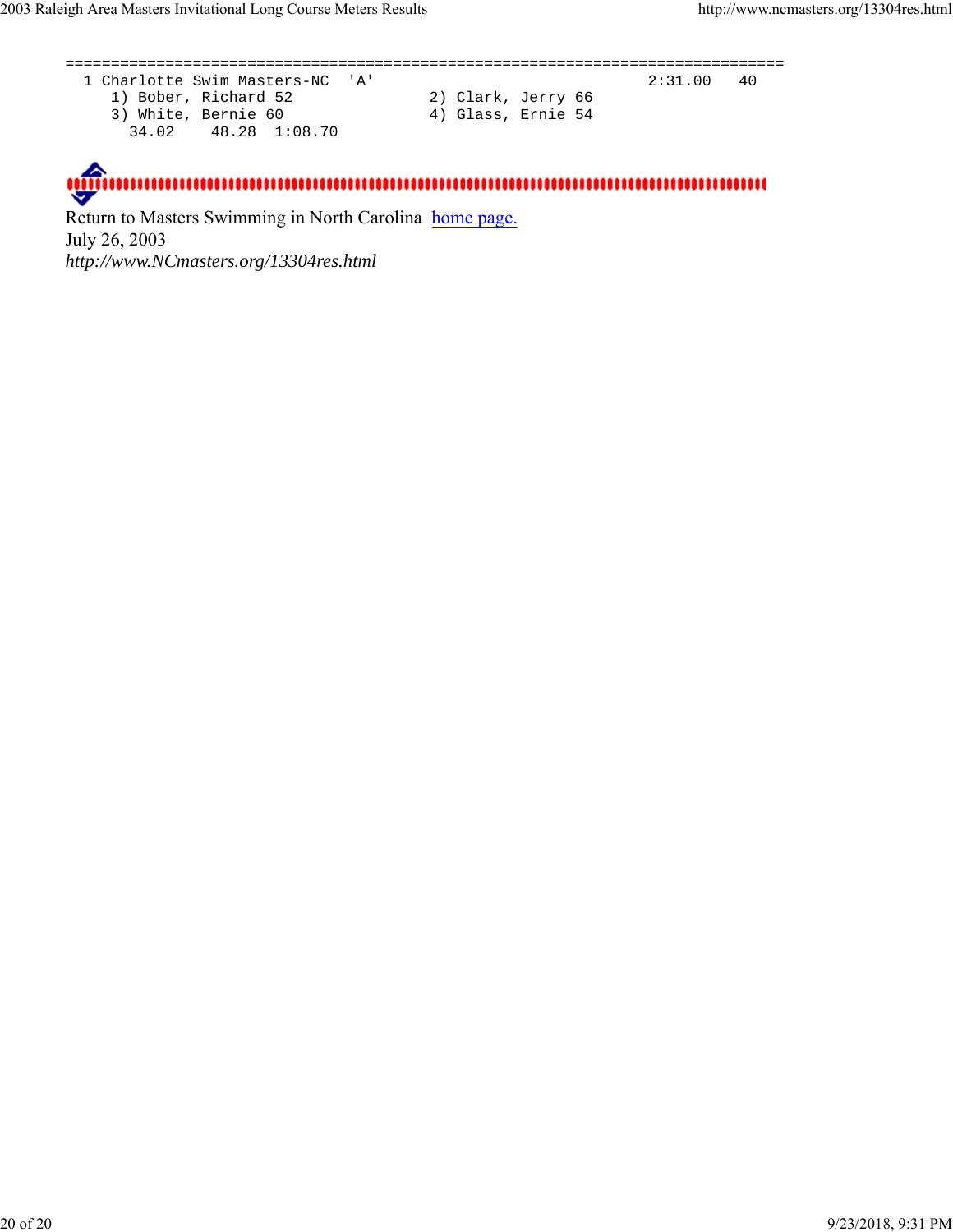```
===============================================================================
  1 Charlotte Swim Masters-NC  'A'                            2:31.00   40
     1) Bober, Richard 52              2) Clark, Jerry 66
     3) White, Bernie 60               4) Glass, Ernie 54
       34.02    48.28  1:08.70
```

Return to Masters Swimming in North Carolina [home page.](http://www.ncmasters.org)
July 26, 2003
*http://www.NCmasters.org/13304res.html*